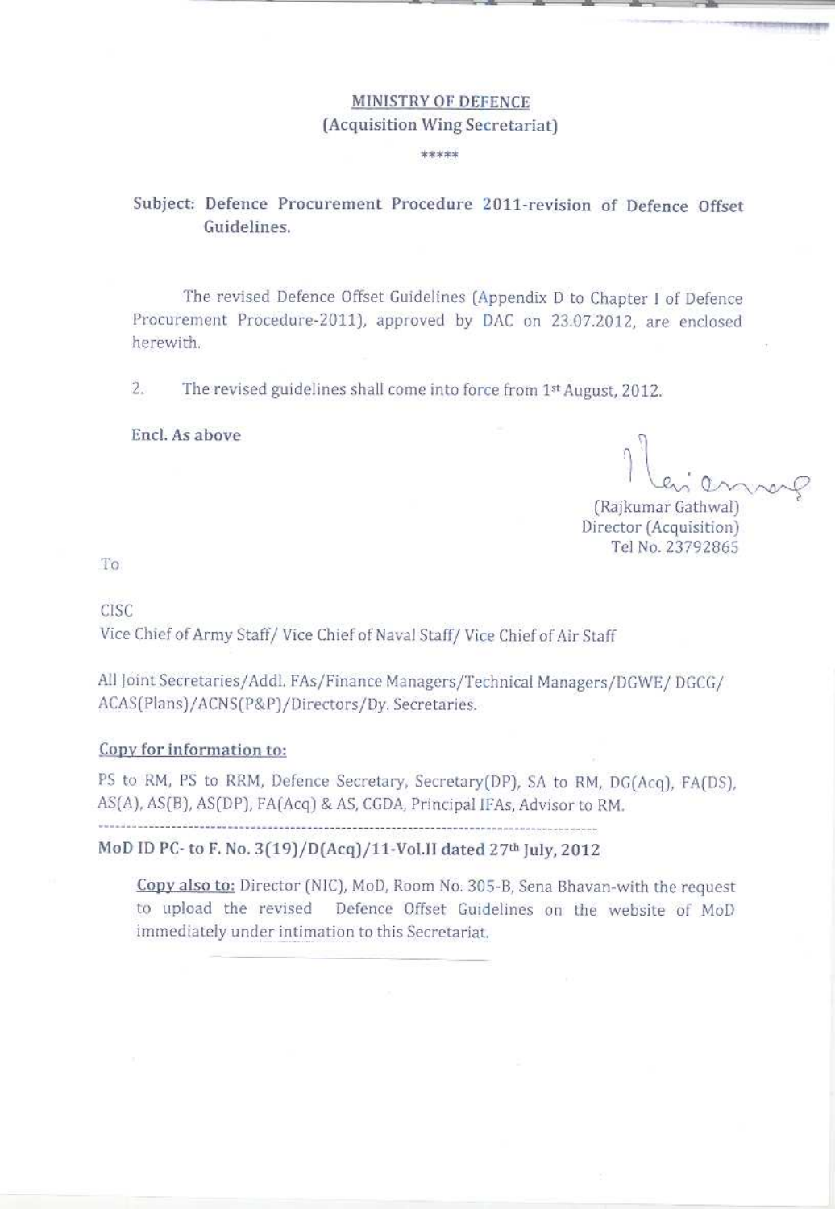**MINISTRY OF DEFENCE**
**(Acquisition Wing Secretariat)**

\*\*\*\*\*

**Subject: Defence Procurement Procedure 2011-revision of Defence Offset Guidelines.**

The revised Defence Offset Guidelines (Appendix D to Chapter I of Defence Procurement Procedure-2011), approved by DAC on 23.07.2012, are enclosed herewith.

2. The revised guidelines shall come into force from 1st August, 2012.

**Encl. As above**

(Rajkumar Gathwal)
Director (Acquisition)
Tel No. 23792865

To

CISC
Vice Chief of Army Staff/ Vice Chief of Naval Staff/ Vice Chief of Air Staff

All Joint Secretaries/Addl. FAs/Finance Managers/Technical Managers/DGWE/ DGCG/ ACAS(Plans)/ACNS(P&P)/Directors/Dy. Secretaries.

**Copy for information to:**

PS to RM, PS to RRM, Defence Secretary, Secretary(DP), SA to RM, DG(Acq), FA(DS), AS(A), AS(B), AS(DP), FA(Acq) & AS, CGDA, Principal IFAs, Advisor to RM.

---

**MoD ID PC- to F. No. 3(19)/D(Acq)/11-Vol.II dated 27th July, 2012**

**Copy also to:** Director (NIC), MoD, Room No. 305-B, Sena Bhavan-with the request to upload the revised Defence Offset Guidelines on the website of MoD immediately under intimation to this Secretariat.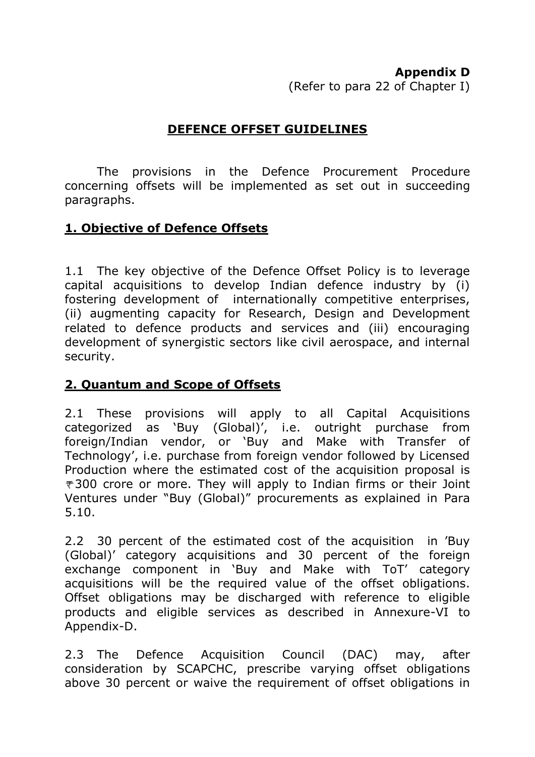**Appendix D**
(Refer to para 22 of Chapter I)

## DEFENCE OFFSET GUIDELINES

The provisions in the Defence Procurement Procedure concerning offsets will be implemented as set out in succeeding paragraphs.

### 1. Objective of Defence Offsets

1.1 The key objective of the Defence Offset Policy is to leverage capital acquisitions to develop Indian defence industry by (i) fostering development of internationally competitive enterprises, (ii) augmenting capacity for Research, Design and Development related to defence products and services and (iii) encouraging development of synergistic sectors like civil aerospace, and internal security.

### 2. Quantum and Scope of Offsets

2.1 These provisions will apply to all Capital Acquisitions categorized as 'Buy (Global)', i.e. outright purchase from foreign/Indian vendor, or 'Buy and Make with Transfer of Technology', i.e. purchase from foreign vendor followed by Licensed Production where the estimated cost of the acquisition proposal is ₹300 crore or more. They will apply to Indian firms or their Joint Ventures under "Buy (Global)" procurements as explained in Para 5.10.

2.2 30 percent of the estimated cost of the acquisition in 'Buy (Global)' category acquisitions and 30 percent of the foreign exchange component in 'Buy and Make with ToT' category acquisitions will be the required value of the offset obligations. Offset obligations may be discharged with reference to eligible products and eligible services as described in Annexure-VI to Appendix-D.

2.3 The Defence Acquisition Council (DAC) may, after consideration by SCAPCHC, prescribe varying offset obligations above 30 percent or waive the requirement of offset obligations in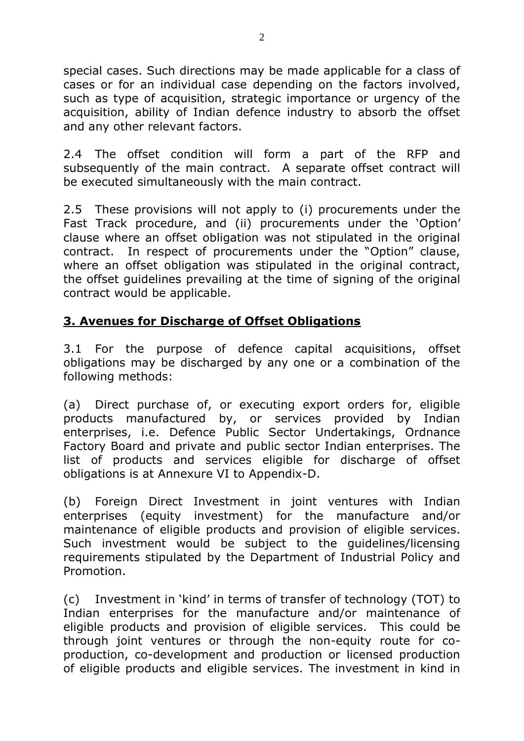special cases. Such directions may be made applicable for a class of cases or for an individual case depending on the factors involved, such as type of acquisition, strategic importance or urgency of the acquisition, ability of Indian defence industry to absorb the offset and any other relevant factors.

2.4 The offset condition will form a part of the RFP and subsequently of the main contract. A separate offset contract will be executed simultaneously with the main contract.

2.5 These provisions will not apply to (i) procurements under the Fast Track procedure, and (ii) procurements under the 'Option' clause where an offset obligation was not stipulated in the original contract. In respect of procurements under the "Option" clause, where an offset obligation was stipulated in the original contract, the offset guidelines prevailing at the time of signing of the original contract would be applicable.

## 3. Avenues for Discharge of Offset Obligations

3.1 For the purpose of defence capital acquisitions, offset obligations may be discharged by any one or a combination of the following methods:

(a) Direct purchase of, or executing export orders for, eligible products manufactured by, or services provided by Indian enterprises, i.e. Defence Public Sector Undertakings, Ordnance Factory Board and private and public sector Indian enterprises. The list of products and services eligible for discharge of offset obligations is at Annexure VI to Appendix-D.

(b) Foreign Direct Investment in joint ventures with Indian enterprises (equity investment) for the manufacture and/or maintenance of eligible products and provision of eligible services. Such investment would be subject to the guidelines/licensing requirements stipulated by the Department of Industrial Policy and Promotion.

(c) Investment in 'kind' in terms of transfer of technology (TOT) to Indian enterprises for the manufacture and/or maintenance of eligible products and provision of eligible services. This could be through joint ventures or through the non-equity route for co-production, co-development and production or licensed production of eligible products and eligible services. The investment in kind in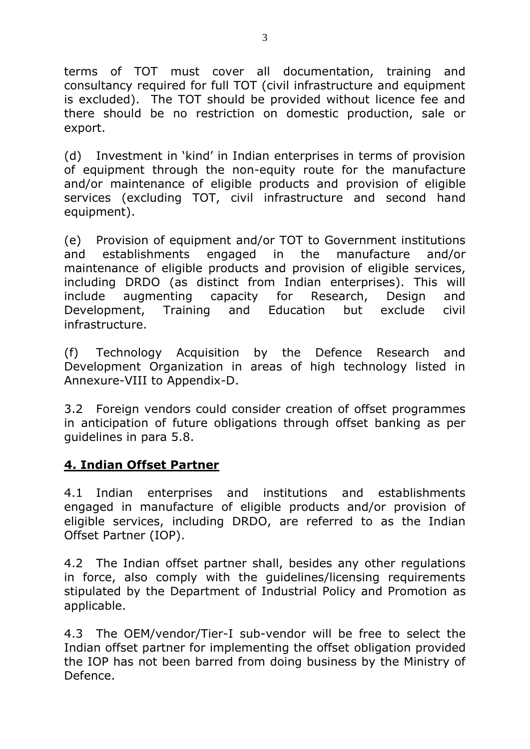terms of TOT must cover all documentation, training and consultancy required for full TOT (civil infrastructure and equipment is excluded). The TOT should be provided without licence fee and there should be no restriction on domestic production, sale or export.

(d) Investment in 'kind' in Indian enterprises in terms of provision of equipment through the non-equity route for the manufacture and/or maintenance of eligible products and provision of eligible services (excluding TOT, civil infrastructure and second hand equipment).

(e) Provision of equipment and/or TOT to Government institutions and establishments engaged in the manufacture and/or maintenance of eligible products and provision of eligible services, including DRDO (as distinct from Indian enterprises). This will include augmenting capacity for Research, Design and Development, Training and Education but exclude civil infrastructure.

(f) Technology Acquisition by the Defence Research and Development Organization in areas of high technology listed in Annexure-VIII to Appendix-D.

3.2 Foreign vendors could consider creation of offset programmes in anticipation of future obligations through offset banking as per guidelines in para 5.8.

## 4. Indian Offset Partner

4.1 Indian enterprises and institutions and establishments engaged in manufacture of eligible products and/or provision of eligible services, including DRDO, are referred to as the Indian Offset Partner (IOP).

4.2 The Indian offset partner shall, besides any other regulations in force, also comply with the guidelines/licensing requirements stipulated by the Department of Industrial Policy and Promotion as applicable.

4.3 The OEM/vendor/Tier-I sub-vendor will be free to select the Indian offset partner for implementing the offset obligation provided the IOP has not been barred from doing business by the Ministry of Defence.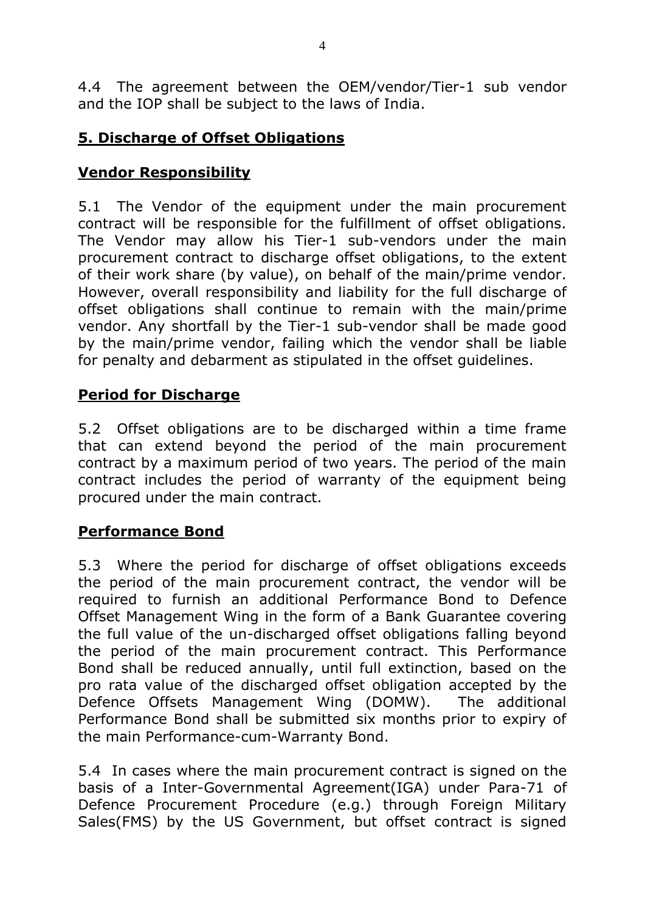4.4 The agreement between the OEM/vendor/Tier-1 sub vendor and the IOP shall be subject to the laws of India.

## 5. Discharge of Offset Obligations

### Vendor Responsibility

5.1 The Vendor of the equipment under the main procurement contract will be responsible for the fulfillment of offset obligations. The Vendor may allow his Tier-1 sub-vendors under the main procurement contract to discharge offset obligations, to the extent of their work share (by value), on behalf of the main/prime vendor. However, overall responsibility and liability for the full discharge of offset obligations shall continue to remain with the main/prime vendor. Any shortfall by the Tier-1 sub-vendor shall be made good by the main/prime vendor, failing which the vendor shall be liable for penalty and debarment as stipulated in the offset guidelines.

### Period for Discharge

5.2 Offset obligations are to be discharged within a time frame that can extend beyond the period of the main procurement contract by a maximum period of two years. The period of the main contract includes the period of warranty of the equipment being procured under the main contract.

### Performance Bond

5.3 Where the period for discharge of offset obligations exceeds the period of the main procurement contract, the vendor will be required to furnish an additional Performance Bond to Defence Offset Management Wing in the form of a Bank Guarantee covering the full value of the un-discharged offset obligations falling beyond the period of the main procurement contract. This Performance Bond shall be reduced annually, until full extinction, based on the pro rata value of the discharged offset obligation accepted by the Defence Offsets Management Wing (DOMW). The additional Performance Bond shall be submitted six months prior to expiry of the main Performance-cum-Warranty Bond.

5.4 In cases where the main procurement contract is signed on the basis of a Inter-Governmental Agreement(IGA) under Para-71 of Defence Procurement Procedure (e.g.) through Foreign Military Sales(FMS) by the US Government, but offset contract is signed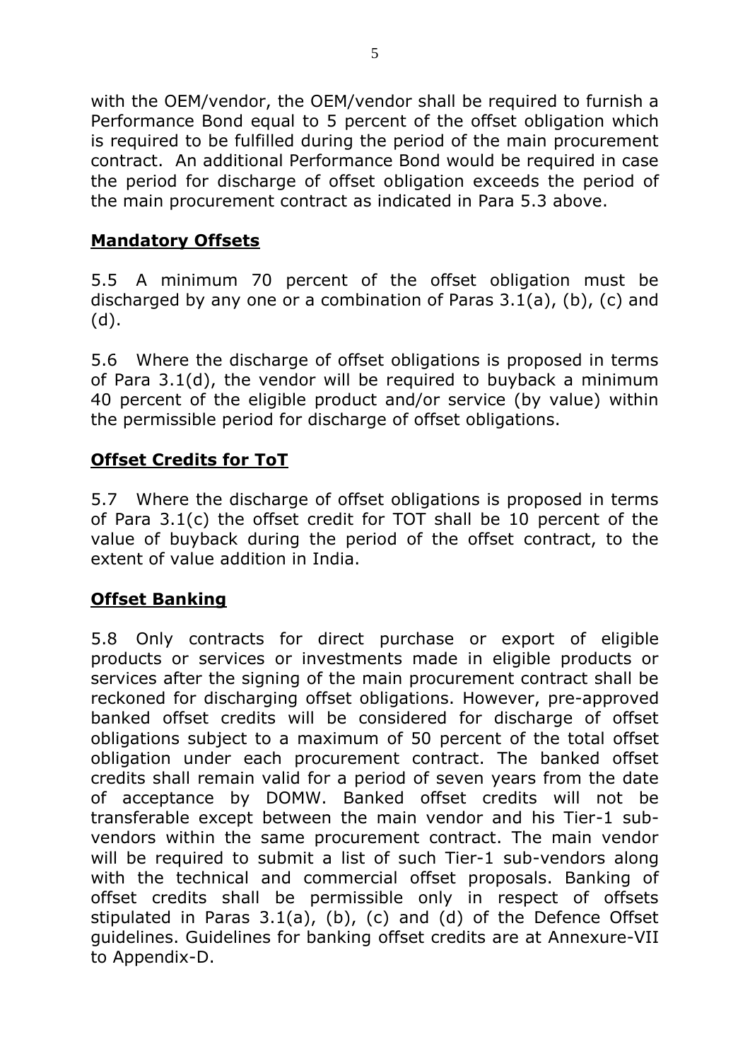with the OEM/vendor, the OEM/vendor shall be required to furnish a Performance Bond equal to 5 percent of the offset obligation which is required to be fulfilled during the period of the main procurement contract. An additional Performance Bond would be required in case the period for discharge of offset obligation exceeds the period of the main procurement contract as indicated in Para 5.3 above.

**Mandatory Offsets**

5.5 A minimum 70 percent of the offset obligation must be discharged by any one or a combination of Paras 3.1(a), (b), (c) and (d).

5.6 Where the discharge of offset obligations is proposed in terms of Para 3.1(d), the vendor will be required to buyback a minimum 40 percent of the eligible product and/or service (by value) within the permissible period for discharge of offset obligations.

**Offset Credits for ToT**

5.7 Where the discharge of offset obligations is proposed in terms of Para 3.1(c) the offset credit for TOT shall be 10 percent of the value of buyback during the period of the offset contract, to the extent of value addition in India.

**Offset Banking**

5.8 Only contracts for direct purchase or export of eligible products or services or investments made in eligible products or services after the signing of the main procurement contract shall be reckoned for discharging offset obligations. However, pre-approved banked offset credits will be considered for discharge of offset obligations subject to a maximum of 50 percent of the total offset obligation under each procurement contract. The banked offset credits shall remain valid for a period of seven years from the date of acceptance by DOMW. Banked offset credits will not be transferable except between the main vendor and his Tier-1 sub-vendors within the same procurement contract. The main vendor will be required to submit a list of such Tier-1 sub-vendors along with the technical and commercial offset proposals. Banking of offset credits shall be permissible only in respect of offsets stipulated in Paras 3.1(a), (b), (c) and (d) of the Defence Offset guidelines. Guidelines for banking offset credits are at Annexure-VII to Appendix-D.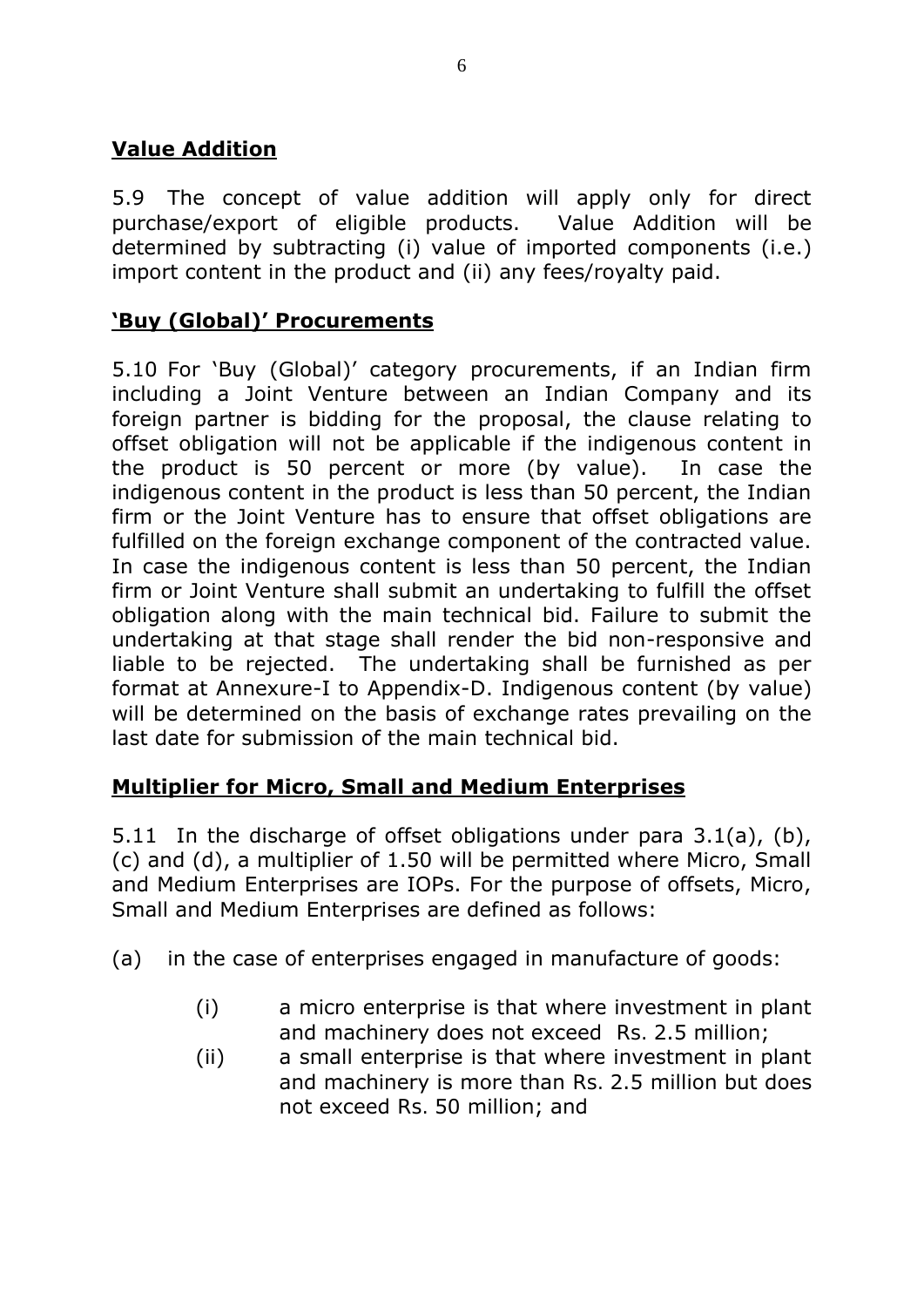## Value Addition

5.9 The concept of value addition will apply only for direct purchase/export of eligible products. Value Addition will be determined by subtracting (i) value of imported components (i.e.) import content in the product and (ii) any fees/royalty paid.

## 'Buy (Global)' Procurements

5.10 For 'Buy (Global)' category procurements, if an Indian firm including a Joint Venture between an Indian Company and its foreign partner is bidding for the proposal, the clause relating to offset obligation will not be applicable if the indigenous content in the product is 50 percent or more (by value). In case the indigenous content in the product is less than 50 percent, the Indian firm or the Joint Venture has to ensure that offset obligations are fulfilled on the foreign exchange component of the contracted value. In case the indigenous content is less than 50 percent, the Indian firm or Joint Venture shall submit an undertaking to fulfill the offset obligation along with the main technical bid. Failure to submit the undertaking at that stage shall render the bid non-responsive and liable to be rejected. The undertaking shall be furnished as per format at Annexure-I to Appendix-D. Indigenous content (by value) will be determined on the basis of exchange rates prevailing on the last date for submission of the main technical bid.

## Multiplier for Micro, Small and Medium Enterprises

5.11 In the discharge of offset obligations under para 3.1(a), (b), (c) and (d), a multiplier of 1.50 will be permitted where Micro, Small and Medium Enterprises are IOPs. For the purpose of offsets, Micro, Small and Medium Enterprises are defined as follows:

(a) in the case of enterprises engaged in manufacture of goods:

- (i) a micro enterprise is that where investment in plant and machinery does not exceed Rs. 2.5 million;
- (ii) a small enterprise is that where investment in plant and machinery is more than Rs. 2.5 million but does not exceed Rs. 50 million; and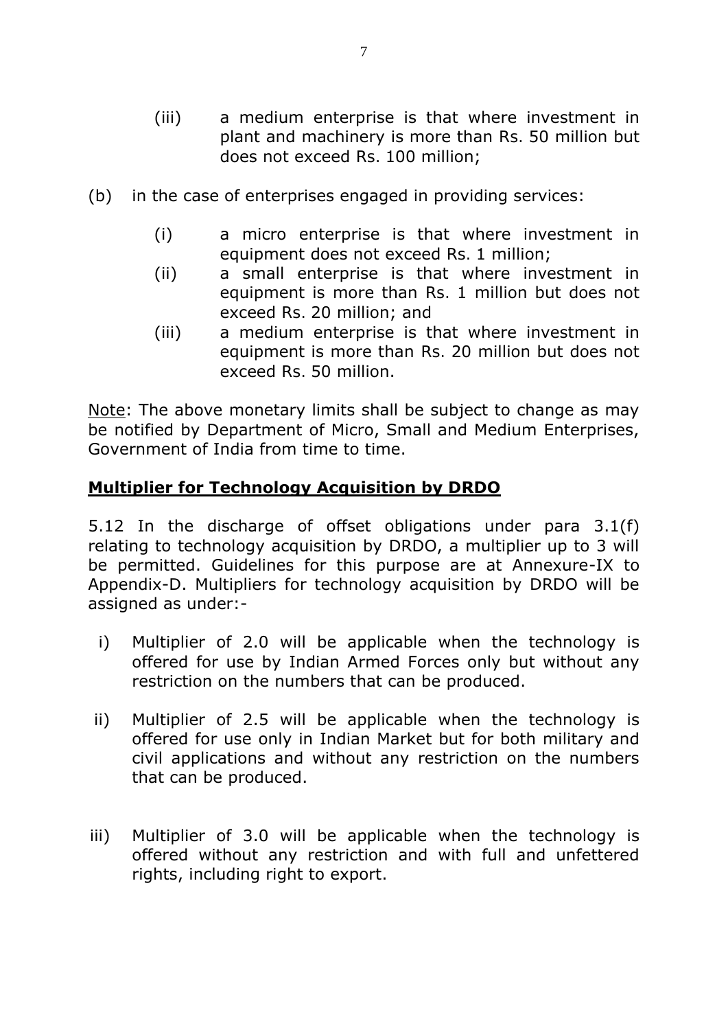(iii) a medium enterprise is that where investment in plant and machinery is more than Rs. 50 million but does not exceed Rs. 100 million;

(b) in the case of enterprises engaged in providing services:

(i) a micro enterprise is that where investment in equipment does not exceed Rs. 1 million;

(ii) a small enterprise is that where investment in equipment is more than Rs. 1 million but does not exceed Rs. 20 million; and

(iii) a medium enterprise is that where investment in equipment is more than Rs. 20 million but does not exceed Rs. 50 million.

Note: The above monetary limits shall be subject to change as may be notified by Department of Micro, Small and Medium Enterprises, Government of India from time to time.

**Multiplier for Technology Acquisition by DRDO**

5.12 In the discharge of offset obligations under para 3.1(f) relating to technology acquisition by DRDO, a multiplier up to 3 will be permitted. Guidelines for this purpose are at Annexure-IX to Appendix-D. Multipliers for technology acquisition by DRDO will be assigned as under:-

i) Multiplier of 2.0 will be applicable when the technology is offered for use by Indian Armed Forces only but without any restriction on the numbers that can be produced.

ii) Multiplier of 2.5 will be applicable when the technology is offered for use only in Indian Market but for both military and civil applications and without any restriction on the numbers that can be produced.

iii) Multiplier of 3.0 will be applicable when the technology is offered without any restriction and with full and unfettered rights, including right to export.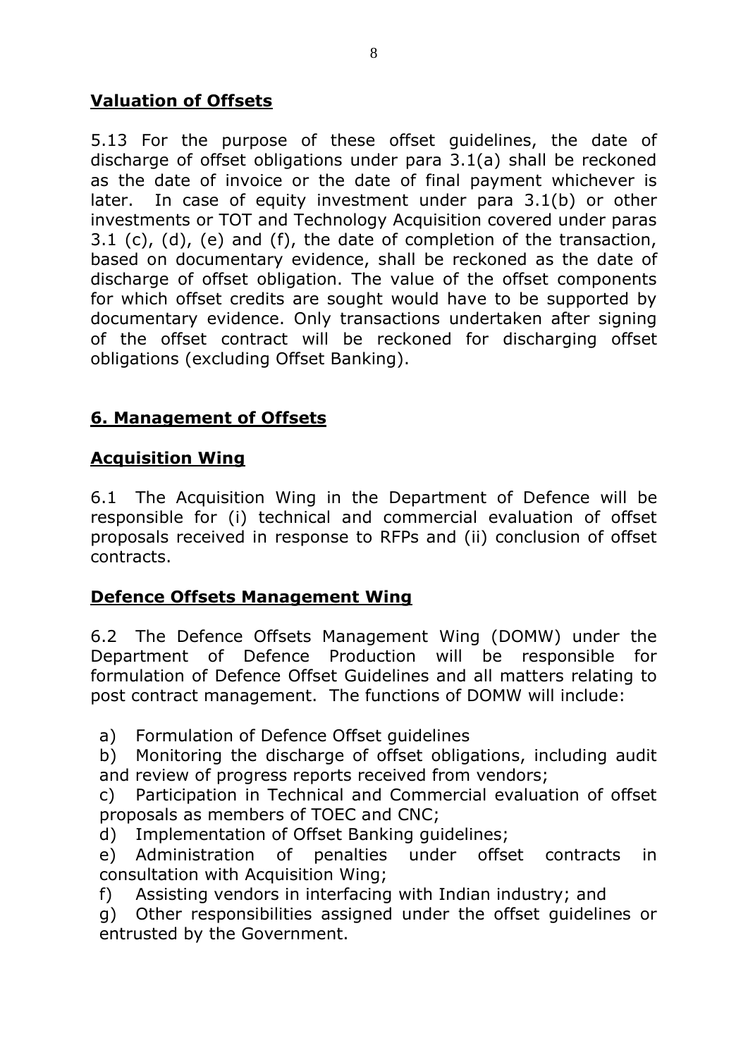## Valuation of Offsets

5.13 For the purpose of these offset guidelines, the date of discharge of offset obligations under para 3.1(a) shall be reckoned as the date of invoice or the date of final payment whichever is later. In case of equity investment under para 3.1(b) or other investments or TOT and Technology Acquisition covered under paras 3.1 (c), (d), (e) and (f), the date of completion of the transaction, based on documentary evidence, shall be reckoned as the date of discharge of offset obligation. The value of the offset components for which offset credits are sought would have to be supported by documentary evidence. Only transactions undertaken after signing of the offset contract will be reckoned for discharging offset obligations (excluding Offset Banking).

## 6. Management of Offsets

### Acquisition Wing

6.1 The Acquisition Wing in the Department of Defence will be responsible for (i) technical and commercial evaluation of offset proposals received in response to RFPs and (ii) conclusion of offset contracts.

### Defence Offsets Management Wing

6.2 The Defence Offsets Management Wing (DOMW) under the Department of Defence Production will be responsible for formulation of Defence Offset Guidelines and all matters relating to post contract management. The functions of DOMW will include:

a) Formulation of Defence Offset guidelines

b) Monitoring the discharge of offset obligations, including audit and review of progress reports received from vendors;

c) Participation in Technical and Commercial evaluation of offset proposals as members of TOEC and CNC;

d) Implementation of Offset Banking guidelines;

e) Administration of penalties under offset contracts in consultation with Acquisition Wing;

f) Assisting vendors in interfacing with Indian industry; and

g) Other responsibilities assigned under the offset guidelines or entrusted by the Government.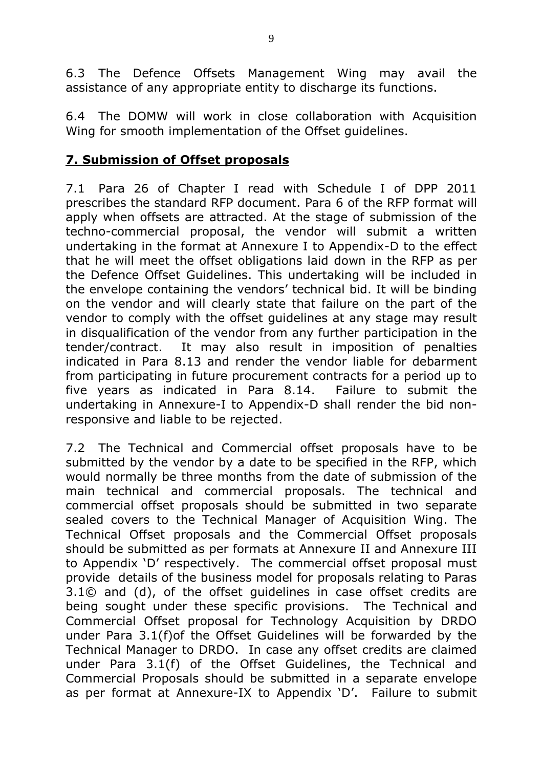6.3 The Defence Offsets Management Wing may avail the assistance of any appropriate entity to discharge its functions.

6.4 The DOMW will work in close collaboration with Acquisition Wing for smooth implementation of the Offset guidelines.

## 7. Submission of Offset proposals

7.1 Para 26 of Chapter I read with Schedule I of DPP 2011 prescribes the standard RFP document. Para 6 of the RFP format will apply when offsets are attracted. At the stage of submission of the techno-commercial proposal, the vendor will submit a written undertaking in the format at Annexure I to Appendix-D to the effect that he will meet the offset obligations laid down in the RFP as per the Defence Offset Guidelines. This undertaking will be included in the envelope containing the vendors' technical bid. It will be binding on the vendor and will clearly state that failure on the part of the vendor to comply with the offset guidelines at any stage may result in disqualification of the vendor from any further participation in the tender/contract. It may also result in imposition of penalties indicated in Para 8.13 and render the vendor liable for debarment from participating in future procurement contracts for a period up to five years as indicated in Para 8.14. Failure to submit the undertaking in Annexure-I to Appendix-D shall render the bid non-responsive and liable to be rejected.

7.2 The Technical and Commercial offset proposals have to be submitted by the vendor by a date to be specified in the RFP, which would normally be three months from the date of submission of the main technical and commercial proposals. The technical and commercial offset proposals should be submitted in two separate sealed covers to the Technical Manager of Acquisition Wing. The Technical Offset proposals and the Commercial Offset proposals should be submitted as per formats at Annexure II and Annexure III to Appendix 'D' respectively. The commercial offset proposal must provide details of the business model for proposals relating to Paras 3.1© and (d), of the offset guidelines in case offset credits are being sought under these specific provisions. The Technical and Commercial Offset proposal for Technology Acquisition by DRDO under Para 3.1(f)of the Offset Guidelines will be forwarded by the Technical Manager to DRDO. In case any offset credits are claimed under Para 3.1(f) of the Offset Guidelines, the Technical and Commercial Proposals should be submitted in a separate envelope as per format at Annexure-IX to Appendix 'D'. Failure to submit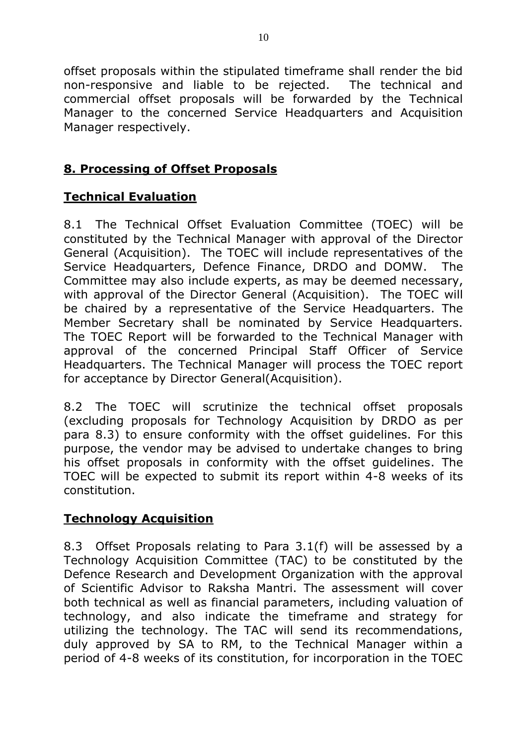offset proposals within the stipulated timeframe shall render the bid non-responsive and liable to be rejected. The technical and commercial offset proposals will be forwarded by the Technical Manager to the concerned Service Headquarters and Acquisition Manager respectively.

## 8. Processing of Offset Proposals

### Technical Evaluation

8.1 The Technical Offset Evaluation Committee (TOEC) will be constituted by the Technical Manager with approval of the Director General (Acquisition). The TOEC will include representatives of the Service Headquarters, Defence Finance, DRDO and DOMW. The Committee may also include experts, as may be deemed necessary, with approval of the Director General (Acquisition). The TOEC will be chaired by a representative of the Service Headquarters. The Member Secretary shall be nominated by Service Headquarters. The TOEC Report will be forwarded to the Technical Manager with approval of the concerned Principal Staff Officer of Service Headquarters. The Technical Manager will process the TOEC report for acceptance by Director General(Acquisition).

8.2 The TOEC will scrutinize the technical offset proposals (excluding proposals for Technology Acquisition by DRDO as per para 8.3) to ensure conformity with the offset guidelines. For this purpose, the vendor may be advised to undertake changes to bring his offset proposals in conformity with the offset guidelines. The TOEC will be expected to submit its report within 4-8 weeks of its constitution.

### Technology Acquisition

8.3 Offset Proposals relating to Para 3.1(f) will be assessed by a Technology Acquisition Committee (TAC) to be constituted by the Defence Research and Development Organization with the approval of Scientific Advisor to Raksha Mantri. The assessment will cover both technical as well as financial parameters, including valuation of technology, and also indicate the timeframe and strategy for utilizing the technology. The TAC will send its recommendations, duly approved by SA to RM, to the Technical Manager within a period of 4-8 weeks of its constitution, for incorporation in the TOEC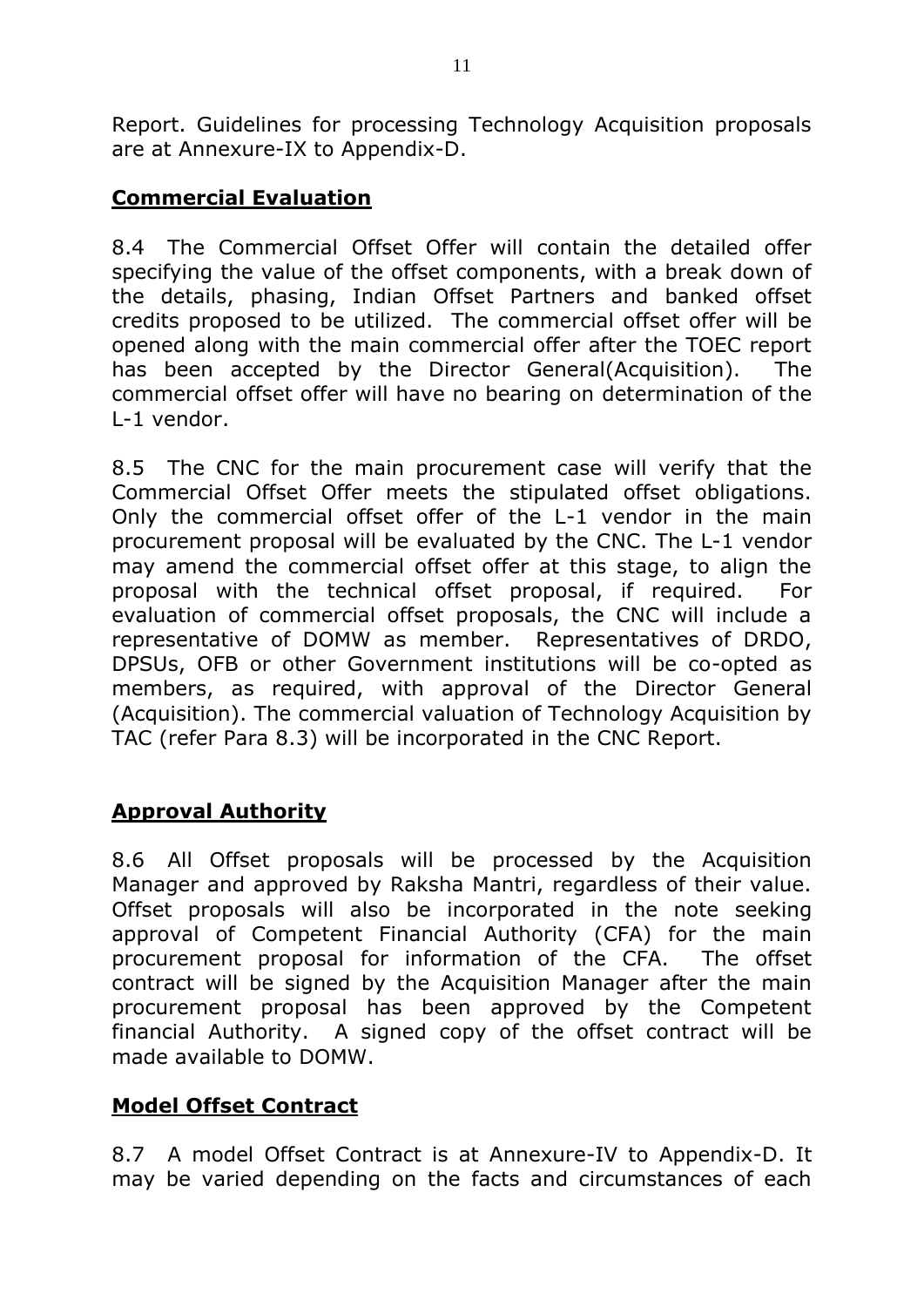Report. Guidelines for processing Technology Acquisition proposals are at Annexure-IX to Appendix-D.

**Commercial Evaluation**

8.4 The Commercial Offset Offer will contain the detailed offer specifying the value of the offset components, with a break down of the details, phasing, Indian Offset Partners and banked offset credits proposed to be utilized. The commercial offset offer will be opened along with the main commercial offer after the TOEC report has been accepted by the Director General(Acquisition). The commercial offset offer will have no bearing on determination of the L-1 vendor.

8.5 The CNC for the main procurement case will verify that the Commercial Offset Offer meets the stipulated offset obligations. Only the commercial offset offer of the L-1 vendor in the main procurement proposal will be evaluated by the CNC. The L-1 vendor may amend the commercial offset offer at this stage, to align the proposal with the technical offset proposal, if required. For evaluation of commercial offset proposals, the CNC will include a representative of DOMW as member. Representatives of DRDO, DPSUs, OFB or other Government institutions will be co-opted as members, as required, with approval of the Director General (Acquisition). The commercial valuation of Technology Acquisition by TAC (refer Para 8.3) will be incorporated in the CNC Report.

**Approval Authority**

8.6 All Offset proposals will be processed by the Acquisition Manager and approved by Raksha Mantri, regardless of their value. Offset proposals will also be incorporated in the note seeking approval of Competent Financial Authority (CFA) for the main procurement proposal for information of the CFA. The offset contract will be signed by the Acquisition Manager after the main procurement proposal has been approved by the Competent financial Authority. A signed copy of the offset contract will be made available to DOMW.

**Model Offset Contract**

8.7 A model Offset Contract is at Annexure-IV to Appendix-D. It may be varied depending on the facts and circumstances of each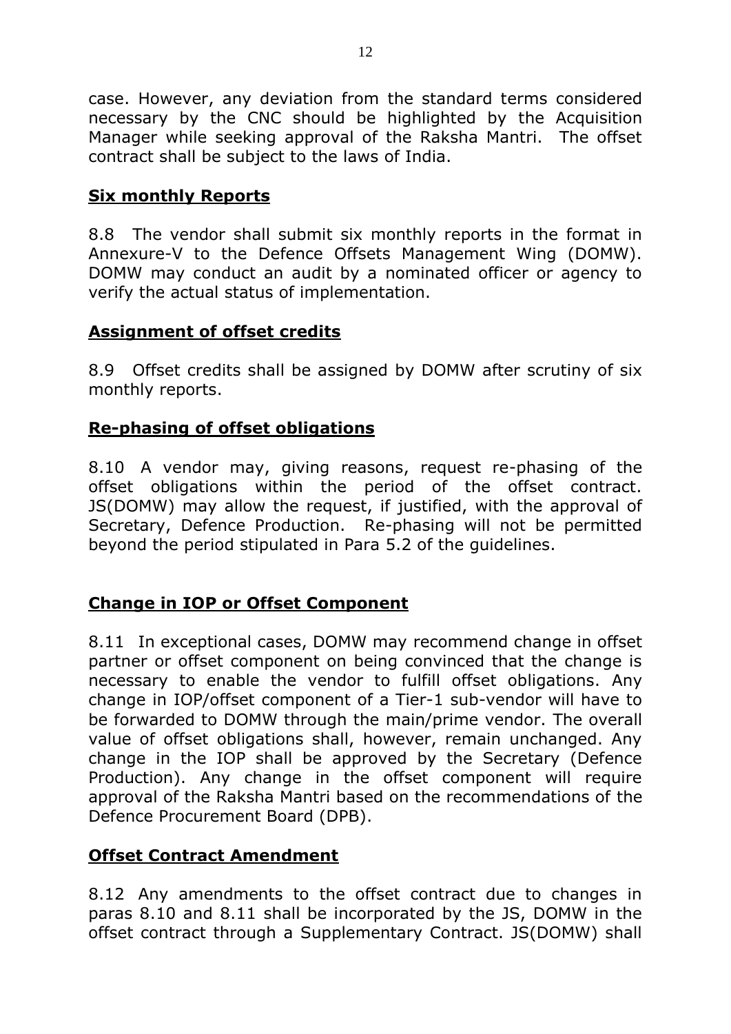case. However, any deviation from the standard terms considered necessary by the CNC should be highlighted by the Acquisition Manager while seeking approval of the Raksha Mantri. The offset contract shall be subject to the laws of India.

**Six monthly Reports**

8.8 The vendor shall submit six monthly reports in the format in Annexure-V to the Defence Offsets Management Wing (DOMW). DOMW may conduct an audit by a nominated officer or agency to verify the actual status of implementation.

**Assignment of offset credits**

8.9 Offset credits shall be assigned by DOMW after scrutiny of six monthly reports.

**Re-phasing of offset obligations**

8.10 A vendor may, giving reasons, request re-phasing of the offset obligations within the period of the offset contract. JS(DOMW) may allow the request, if justified, with the approval of Secretary, Defence Production. Re-phasing will not be permitted beyond the period stipulated in Para 5.2 of the guidelines.

**Change in IOP or Offset Component**

8.11 In exceptional cases, DOMW may recommend change in offset partner or offset component on being convinced that the change is necessary to enable the vendor to fulfill offset obligations. Any change in IOP/offset component of a Tier-1 sub-vendor will have to be forwarded to DOMW through the main/prime vendor. The overall value of offset obligations shall, however, remain unchanged. Any change in the IOP shall be approved by the Secretary (Defence Production). Any change in the offset component will require approval of the Raksha Mantri based on the recommendations of the Defence Procurement Board (DPB).

**Offset Contract Amendment**

8.12 Any amendments to the offset contract due to changes in paras 8.10 and 8.11 shall be incorporated by the JS, DOMW in the offset contract through a Supplementary Contract. JS(DOMW) shall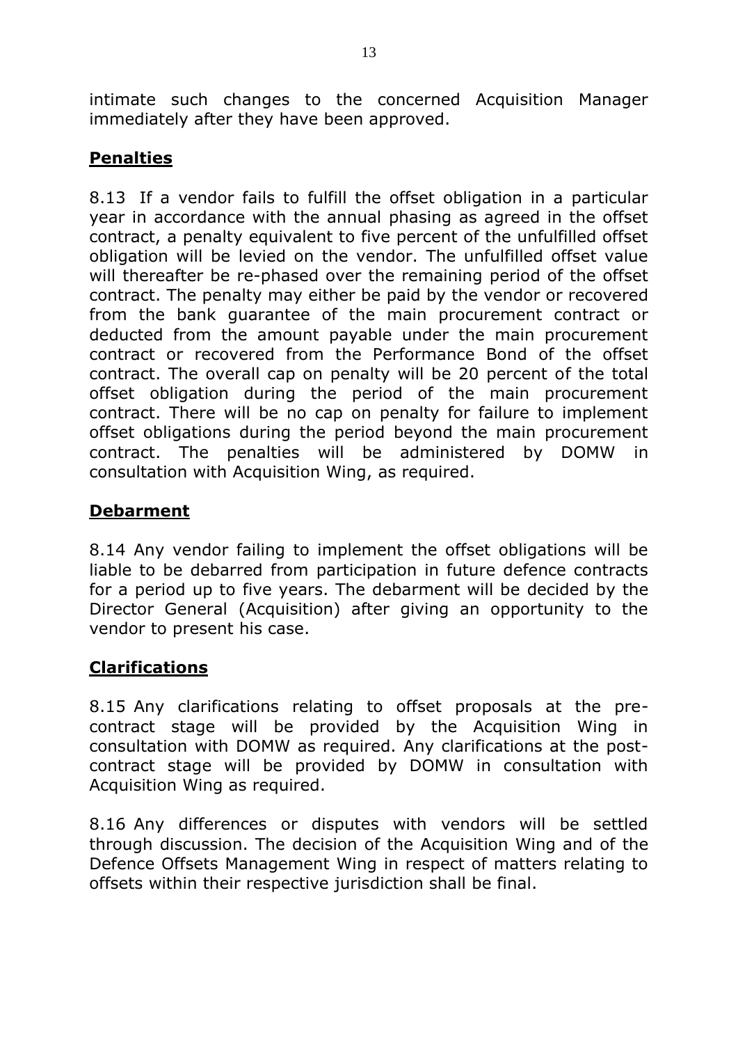intimate such changes to the concerned Acquisition Manager immediately after they have been approved.

**Penalties**

8.13 If a vendor fails to fulfill the offset obligation in a particular year in accordance with the annual phasing as agreed in the offset contract, a penalty equivalent to five percent of the unfulfilled offset obligation will be levied on the vendor. The unfulfilled offset value will thereafter be re-phased over the remaining period of the offset contract. The penalty may either be paid by the vendor or recovered from the bank guarantee of the main procurement contract or deducted from the amount payable under the main procurement contract or recovered from the Performance Bond of the offset contract. The overall cap on penalty will be 20 percent of the total offset obligation during the period of the main procurement contract. There will be no cap on penalty for failure to implement offset obligations during the period beyond the main procurement contract. The penalties will be administered by DOMW in consultation with Acquisition Wing, as required.

**Debarment**

8.14 Any vendor failing to implement the offset obligations will be liable to be debarred from participation in future defence contracts for a period up to five years. The debarment will be decided by the Director General (Acquisition) after giving an opportunity to the vendor to present his case.

**Clarifications**

8.15 Any clarifications relating to offset proposals at the pre-contract stage will be provided by the Acquisition Wing in consultation with DOMW as required. Any clarifications at the post-contract stage will be provided by DOMW in consultation with Acquisition Wing as required.

8.16 Any differences or disputes with vendors will be settled through discussion. The decision of the Acquisition Wing and of the Defence Offsets Management Wing in respect of matters relating to offsets within their respective jurisdiction shall be final.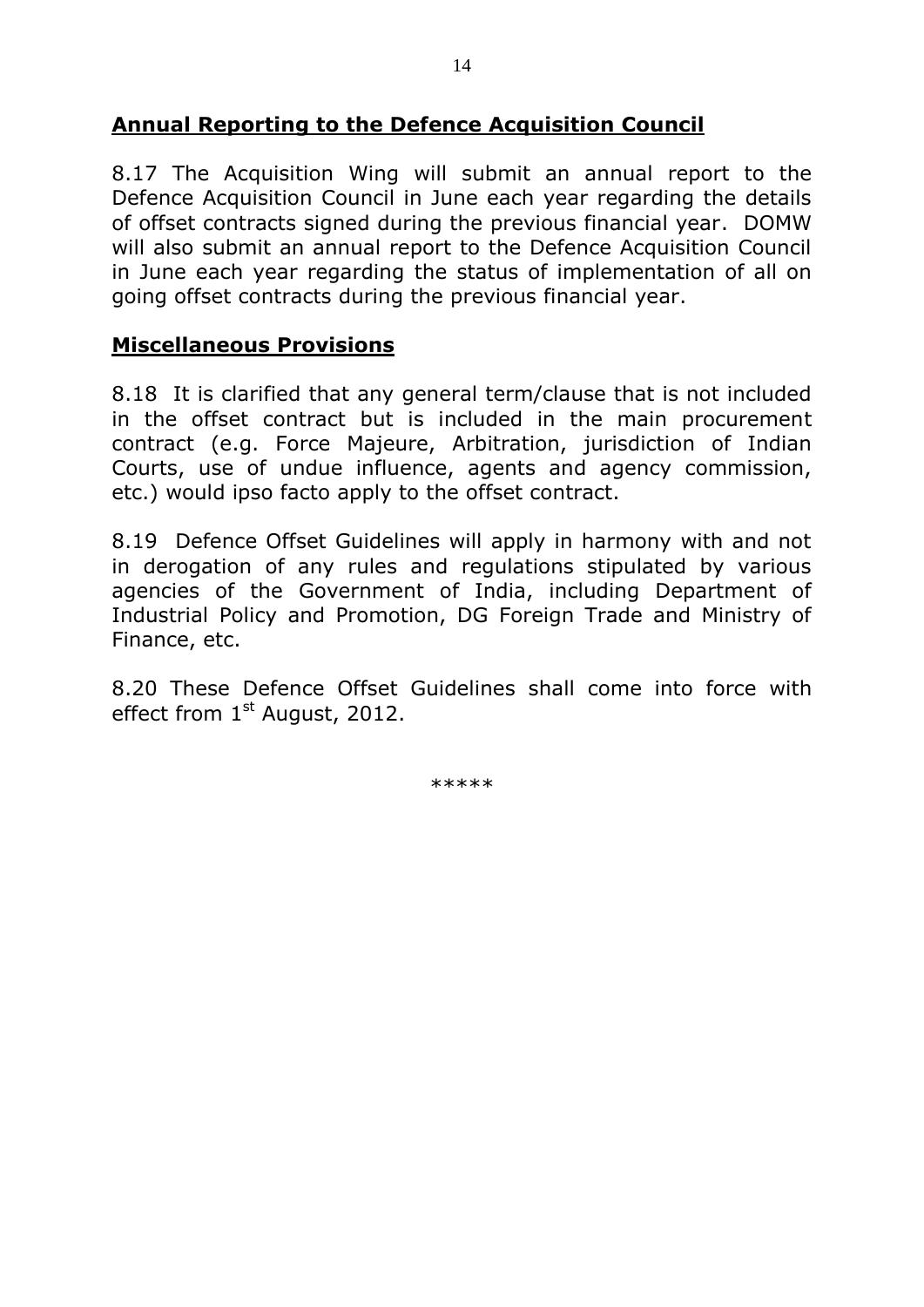## **Annual Reporting to the Defence Acquisition Council**

8.17 The Acquisition Wing will submit an annual report to the Defence Acquisition Council in June each year regarding the details of offset contracts signed during the previous financial year. DOMW will also submit an annual report to the Defence Acquisition Council in June each year regarding the status of implementation of all on going offset contracts during the previous financial year.

## **Miscellaneous Provisions**

8.18 It is clarified that any general term/clause that is not included in the offset contract but is included in the main procurement contract (e.g. Force Majeure, Arbitration, jurisdiction of Indian Courts, use of undue influence, agents and agency commission, etc.) would ipso facto apply to the offset contract.

8.19 Defence Offset Guidelines will apply in harmony with and not in derogation of any rules and regulations stipulated by various agencies of the Government of India, including Department of Industrial Policy and Promotion, DG Foreign Trade and Ministry of Finance, etc.

8.20 These Defence Offset Guidelines shall come into force with effect from 1st August, 2012.

\*\*\*\*\*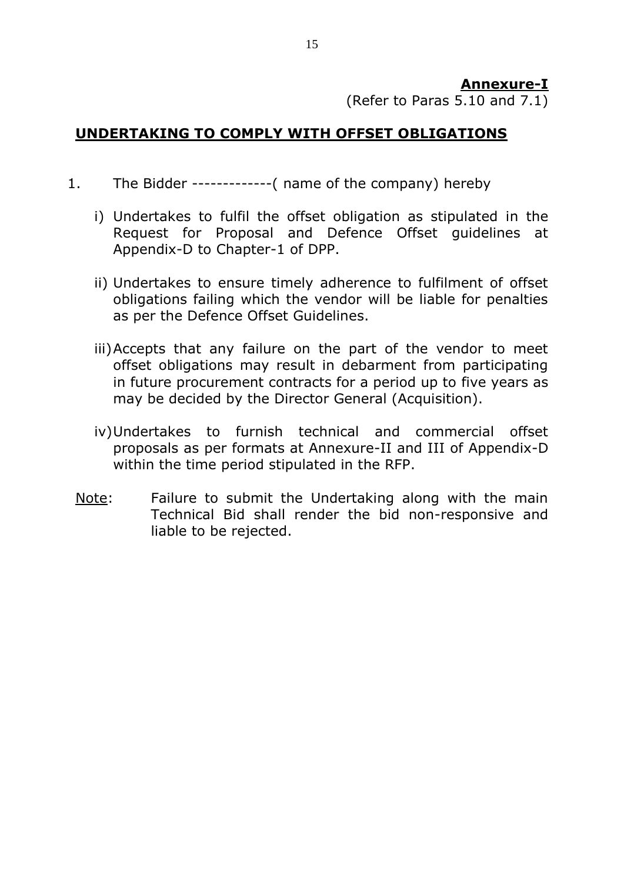**Annexure-I**
(Refer to Paras 5.10 and 7.1)

## UNDERTAKING TO COMPLY WITH OFFSET OBLIGATIONS

1. The Bidder -------------( name of the company) hereby

   i) Undertakes to fulfil the offset obligation as stipulated in the Request for Proposal and Defence Offset guidelines at Appendix-D to Chapter-1 of DPP.

   ii) Undertakes to ensure timely adherence to fulfilment of offset obligations failing which the vendor will be liable for penalties as per the Defence Offset Guidelines.

   iii) Accepts that any failure on the part of the vendor to meet offset obligations may result in debarment from participating in future procurement contracts for a period up to five years as may be decided by the Director General (Acquisition).

   iv) Undertakes to furnish technical and commercial offset proposals as per formats at Annexure-II and III of Appendix-D within the time period stipulated in the RFP.

Note: Failure to submit the Undertaking along with the main Technical Bid shall render the bid non-responsive and liable to be rejected.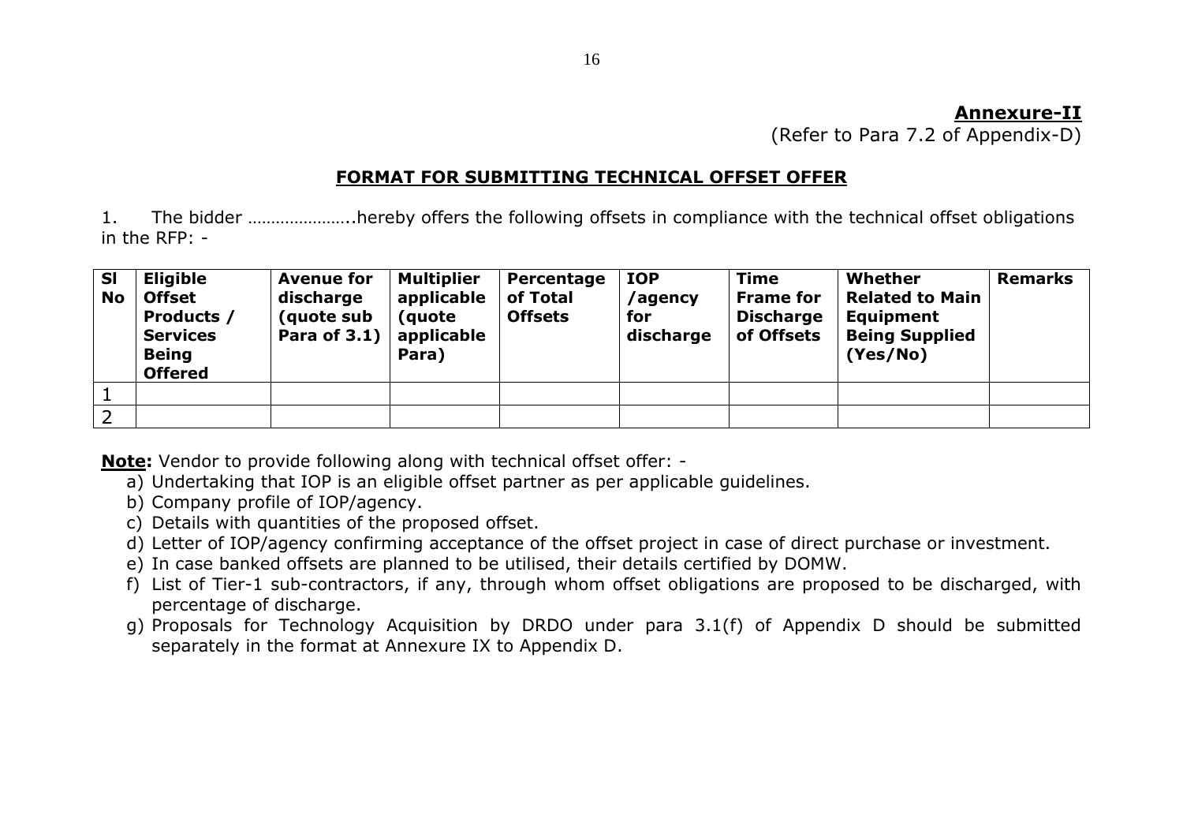**<u>Annexure-II</u>**
(Refer to Para 7.2 of Appendix-D)

## <u>FORMAT FOR SUBMITTING TECHNICAL OFFSET OFFER</u>

1. The bidder …………………..hereby offers the following offsets in compliance with the technical offset obligations in the RFP: -

| Sl No | Eligible Offset Products / Services Being Offered | Avenue for discharge (quote sub Para of 3.1) | Multiplier applicable (quote applicable Para) | Percentage of Total Offsets | IOP /agency for discharge | Time Frame for Discharge of Offsets | Whether Related to Main Equipment Being Supplied (Yes/No) | Remarks |
|---|---|---|---|---|---|---|---|---|
| 1 | | | | | | | | |
| 2 | | | | | | | | |

**<u>Note:</u>** Vendor to provide following along with technical offset offer: -

a) Undertaking that IOP is an eligible offset partner as per applicable guidelines.
b) Company profile of IOP/agency.
c) Details with quantities of the proposed offset.
d) Letter of IOP/agency confirming acceptance of the offset project in case of direct purchase or investment.
e) In case banked offsets are planned to be utilised, their details certified by DOMW.
f) List of Tier-1 sub-contractors, if any, through whom offset obligations are proposed to be discharged, with percentage of discharge.
g) Proposals for Technology Acquisition by DRDO under para 3.1(f) of Appendix D should be submitted separately in the format at Annexure IX to Appendix D.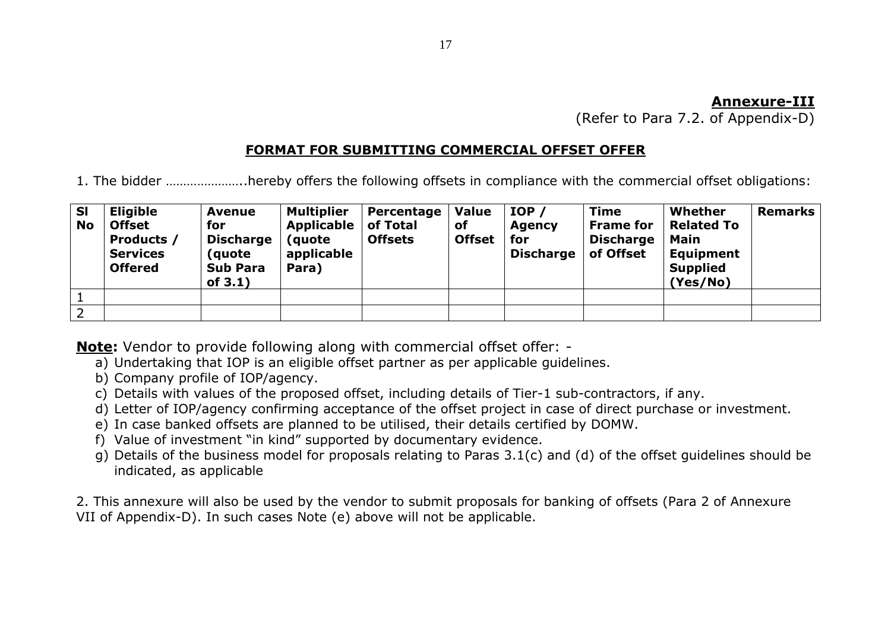**Annexure-III**

(Refer to Para 7.2. of Appendix-D)

## FORMAT FOR SUBMITTING COMMERCIAL OFFSET OFFER

1. The bidder …………………..hereby offers the following offsets in compliance with the commercial offset obligations:

| Sl No | Eligible Offset Products / Services Offered | Avenue for Discharge (quote Sub Para of 3.1) | Multiplier Applicable (quote applicable Para) | Percentage of Total Offsets | Value of Offset | IOP / Agency for Discharge | Time Frame for Discharge of Offset | Whether Related To Main Equipment Supplied (Yes/No) | Remarks |
|---|---|---|---|---|---|---|---|---|---|
| 1 | | | | | | | | | |
| 2 | | | | | | | | | |

**Note:** Vendor to provide following along with commercial offset offer: -

a) Undertaking that IOP is an eligible offset partner as per applicable guidelines.
b) Company profile of IOP/agency.
c) Details with values of the proposed offset, including details of Tier-1 sub-contractors, if any.
d) Letter of IOP/agency confirming acceptance of the offset project in case of direct purchase or investment.
e) In case banked offsets are planned to be utilised, their details certified by DOMW.
f) Value of investment "in kind" supported by documentary evidence.
g) Details of the business model for proposals relating to Paras 3.1(c) and (d) of the offset guidelines should be indicated, as applicable

2. This annexure will also be used by the vendor to submit proposals for banking of offsets (Para 2 of Annexure VII of Appendix-D). In such cases Note (e) above will not be applicable.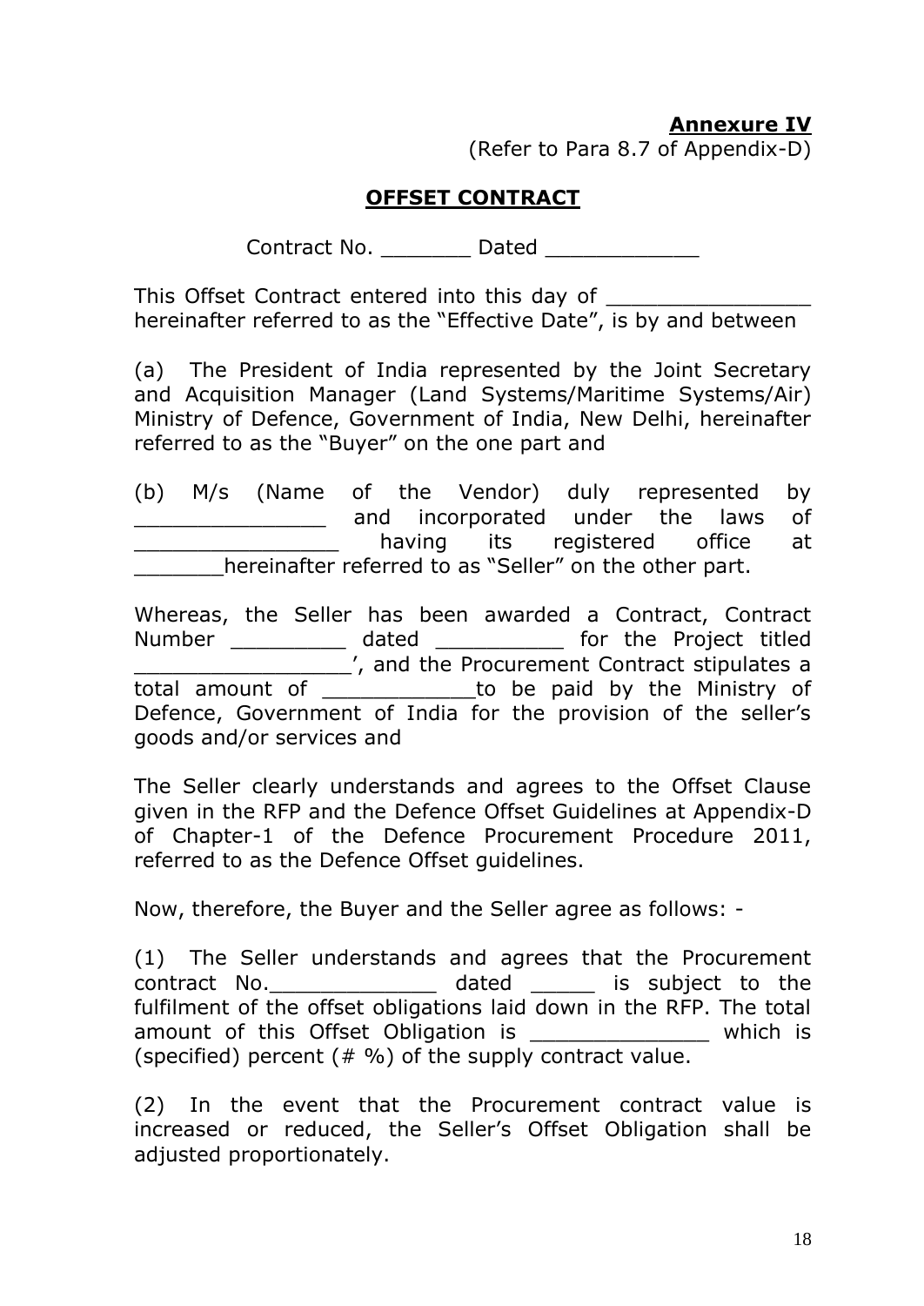**Annexure IV**

(Refer to Para 8.7 of Appendix-D)

## OFFSET CONTRACT

Contract No. _______ Dated ____________

This Offset Contract entered into this day of ________________ hereinafter referred to as the "Effective Date", is by and between

(a) The President of India represented by the Joint Secretary and Acquisition Manager (Land Systems/Maritime Systems/Air) Ministry of Defence, Government of India, New Delhi, hereinafter referred to as the "Buyer" on the one part and

(b) M/s (Name of the Vendor) duly represented by _______________ and incorporated under the laws of ________________ having its registered office at _______hereinafter referred to as "Seller" on the other part.

Whereas, the Seller has been awarded a Contract, Contract Number _________ dated __________ for the Project titled _________________', and the Procurement Contract stipulates a total amount of ____________to be paid by the Ministry of Defence, Government of India for the provision of the seller's goods and/or services and

The Seller clearly understands and agrees to the Offset Clause given in the RFP and the Defence Offset Guidelines at Appendix-D of Chapter-1 of the Defence Procurement Procedure 2011, referred to as the Defence Offset guidelines.

Now, therefore, the Buyer and the Seller agree as follows: -

(1) The Seller understands and agrees that the Procurement contract No._____________ dated _____ is subject to the fulfilment of the offset obligations laid down in the RFP. The total amount of this Offset Obligation is ______________ which is (specified) percent (# %) of the supply contract value.

(2) In the event that the Procurement contract value is increased or reduced, the Seller's Offset Obligation shall be adjusted proportionately.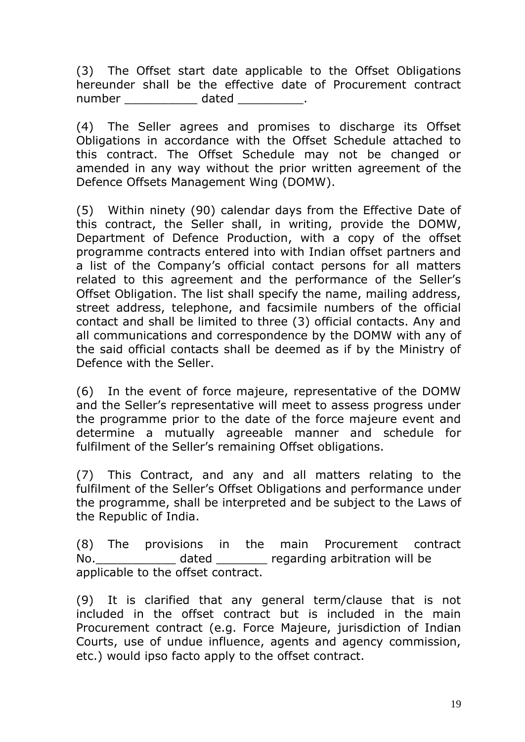(3) The Offset start date applicable to the Offset Obligations hereunder shall be the effective date of Procurement contract number __________ dated _________.

(4) The Seller agrees and promises to discharge its Offset Obligations in accordance with the Offset Schedule attached to this contract. The Offset Schedule may not be changed or amended in any way without the prior written agreement of the Defence Offsets Management Wing (DOMW).

(5) Within ninety (90) calendar days from the Effective Date of this contract, the Seller shall, in writing, provide the DOMW, Department of Defence Production, with a copy of the offset programme contracts entered into with Indian offset partners and a list of the Company's official contact persons for all matters related to this agreement and the performance of the Seller's Offset Obligation. The list shall specify the name, mailing address, street address, telephone, and facsimile numbers of the official contact and shall be limited to three (3) official contacts. Any and all communications and correspondence by the DOMW with any of the said official contacts shall be deemed as if by the Ministry of Defence with the Seller.

(6) In the event of force majeure, representative of the DOMW and the Seller's representative will meet to assess progress under the programme prior to the date of the force majeure event and determine a mutually agreeable manner and schedule for fulfilment of the Seller's remaining Offset obligations.

(7) This Contract, and any and all matters relating to the fulfilment of the Seller's Offset Obligations and performance under the programme, shall be interpreted and be subject to the Laws of the Republic of India.

(8) The provisions in the main Procurement contract No.___________ dated _______ regarding arbitration will be applicable to the offset contract.

(9) It is clarified that any general term/clause that is not included in the offset contract but is included in the main Procurement contract (e.g. Force Majeure, jurisdiction of Indian Courts, use of undue influence, agents and agency commission, etc.) would ipso facto apply to the offset contract.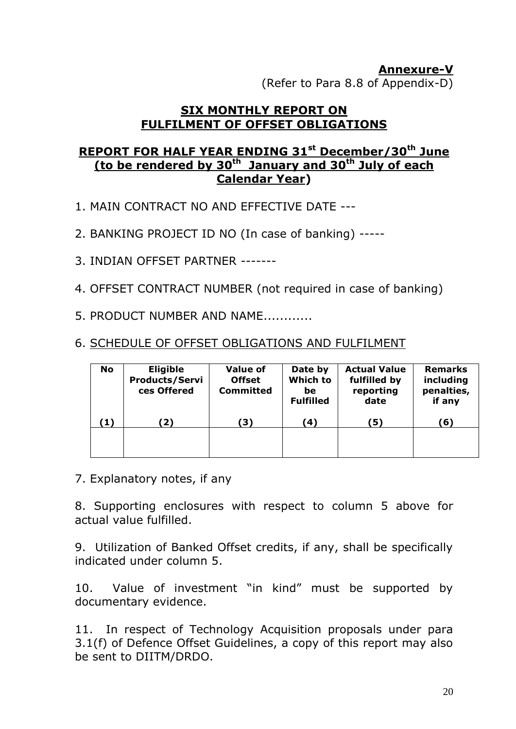**Annexure-V**

(Refer to Para 8.8 of Appendix-D)

## SIX MONTHLY REPORT ON FULFILMENT OF OFFSET OBLIGATIONS

## REPORT FOR HALF YEAR ENDING 31st December/30th June (to be rendered by 30th January and 30th July of each Calendar Year)

1. MAIN CONTRACT NO AND EFFECTIVE DATE ---

2. BANKING PROJECT ID NO (In case of banking) -----

3. INDIAN OFFSET PARTNER -------

4. OFFSET CONTRACT NUMBER (not required in case of banking)

5. PRODUCT NUMBER AND NAME............

6. SCHEDULE OF OFFSET OBLIGATIONS AND FULFILMENT

| No<br>(1) | Eligible Products/Services Offered<br>(2) | Value of Offset Committed<br>(3) | Date by Which to be Fulfilled<br>(4) | Actual Value fulfilled by reporting date<br>(5) | Remarks including penalties, if any<br>(6) |
|---|---|---|---|---|---|
| | | | | | |

7. Explanatory notes, if any

8. Supporting enclosures with respect to column 5 above for actual value fulfilled.

9. Utilization of Banked Offset credits, if any, shall be specifically indicated under column 5.

10. Value of investment "in kind" must be supported by documentary evidence.

11. In respect of Technology Acquisition proposals under para 3.1(f) of Defence Offset Guidelines, a copy of this report may also be sent to DIITM/DRDO.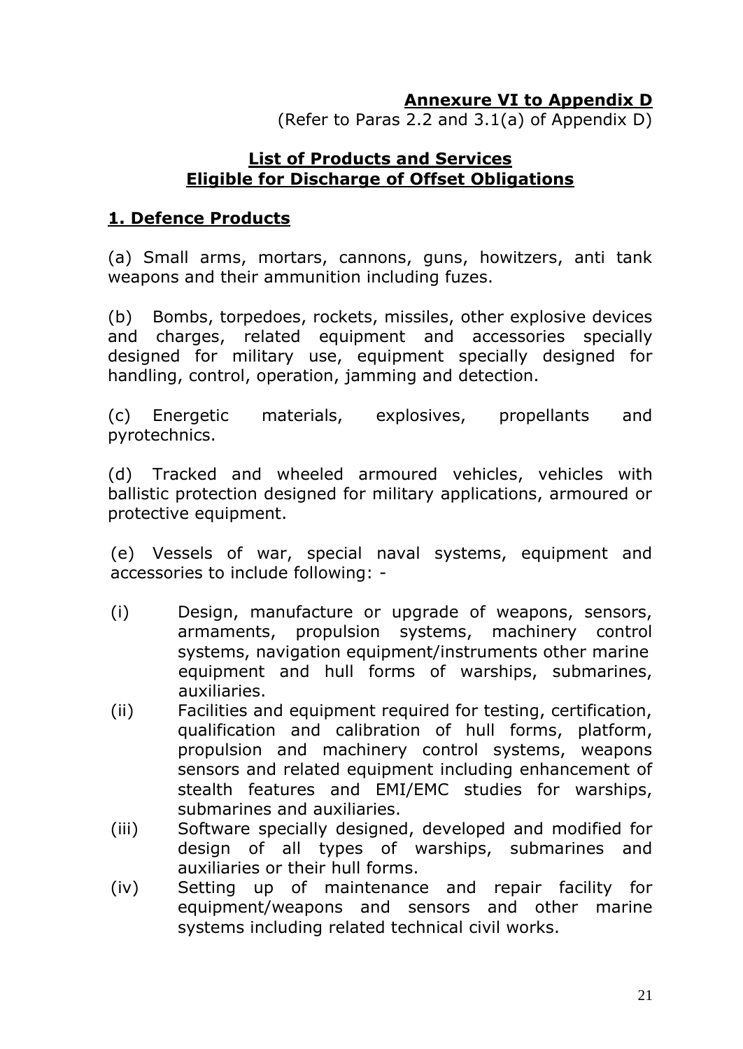**Annexure VI to Appendix D**

(Refer to Paras 2.2 and 3.1(a) of Appendix D)

## List of Products and Services Eligible for Discharge of Offset Obligations

### 1. Defence Products

(a) Small arms, mortars, cannons, guns, howitzers, anti tank weapons and their ammunition including fuzes.

(b) Bombs, torpedoes, rockets, missiles, other explosive devices and charges, related equipment and accessories specially designed for military use, equipment specially designed for handling, control, operation, jamming and detection.

(c) Energetic materials, explosives, propellants and pyrotechnics.

(d) Tracked and wheeled armoured vehicles, vehicles with ballistic protection designed for military applications, armoured or protective equipment.

(e) Vessels of war, special naval systems, equipment and accessories to include following: -

(i) Design, manufacture or upgrade of weapons, sensors, armaments, propulsion systems, machinery control systems, navigation equipment/instruments other marine equipment and hull forms of warships, submarines, auxiliaries.

(ii) Facilities and equipment required for testing, certification, qualification and calibration of hull forms, platform, propulsion and machinery control systems, weapons sensors and related equipment including enhancement of stealth features and EMI/EMC studies for warships, submarines and auxiliaries.

(iii) Software specially designed, developed and modified for design of all types of warships, submarines and auxiliaries or their hull forms.

(iv) Setting up of maintenance and repair facility for equipment/weapons and sensors and other marine systems including related technical civil works.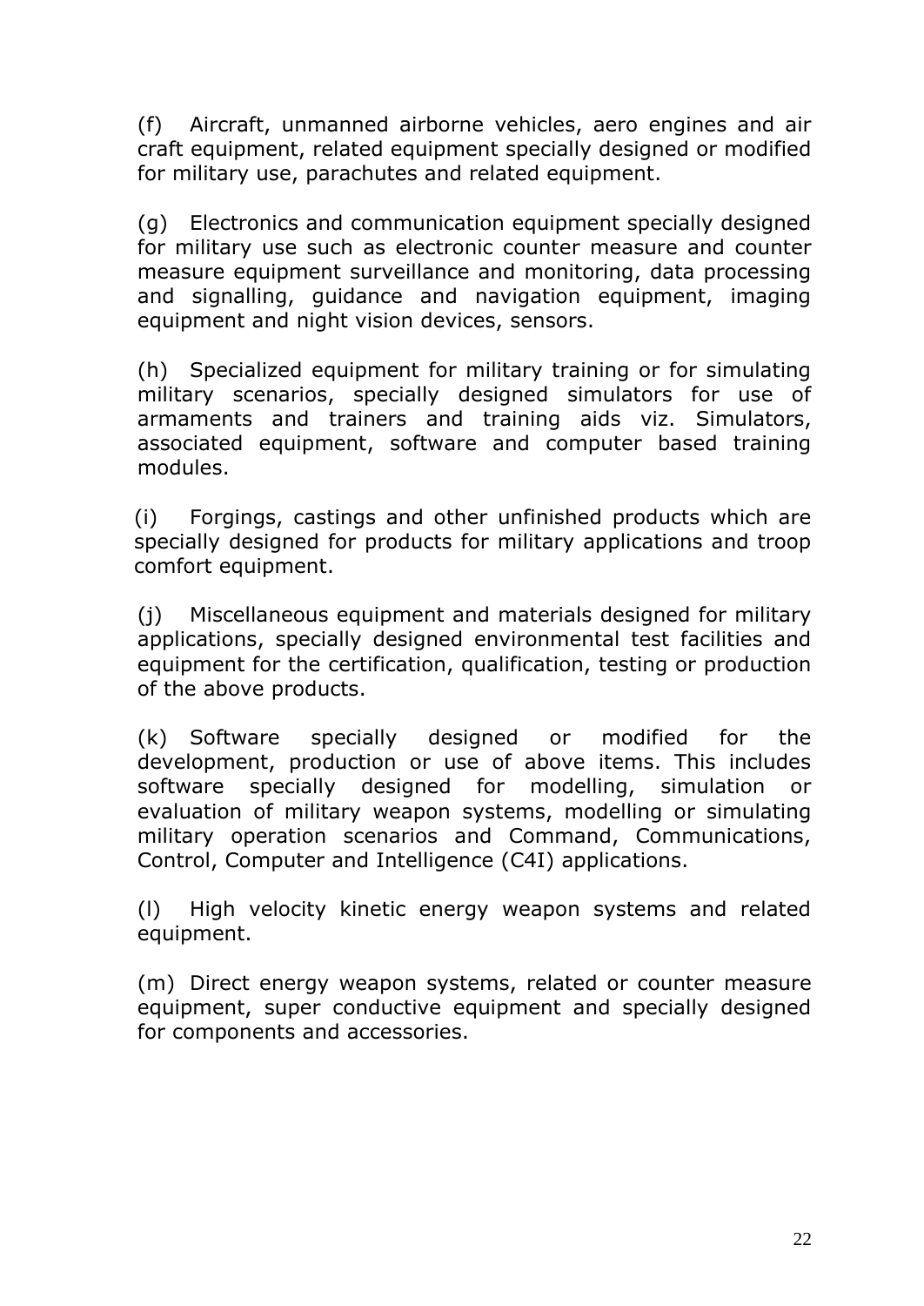(f) Aircraft, unmanned airborne vehicles, aero engines and air craft equipment, related equipment specially designed or modified for military use, parachutes and related equipment.

(g) Electronics and communication equipment specially designed for military use such as electronic counter measure and counter measure equipment surveillance and monitoring, data processing and signalling, guidance and navigation equipment, imaging equipment and night vision devices, sensors.

(h) Specialized equipment for military training or for simulating military scenarios, specially designed simulators for use of armaments and trainers and training aids viz. Simulators, associated equipment, software and computer based training modules.

(i) Forgings, castings and other unfinished products which are specially designed for products for military applications and troop comfort equipment.

(j) Miscellaneous equipment and materials designed for military applications, specially designed environmental test facilities and equipment for the certification, qualification, testing or production of the above products.

(k) Software specially designed or modified for the development, production or use of above items. This includes software specially designed for modelling, simulation or evaluation of military weapon systems, modelling or simulating military operation scenarios and Command, Communications, Control, Computer and Intelligence (C4I) applications.

(l) High velocity kinetic energy weapon systems and related equipment.

(m) Direct energy weapon systems, related or counter measure equipment, super conductive equipment and specially designed for components and accessories.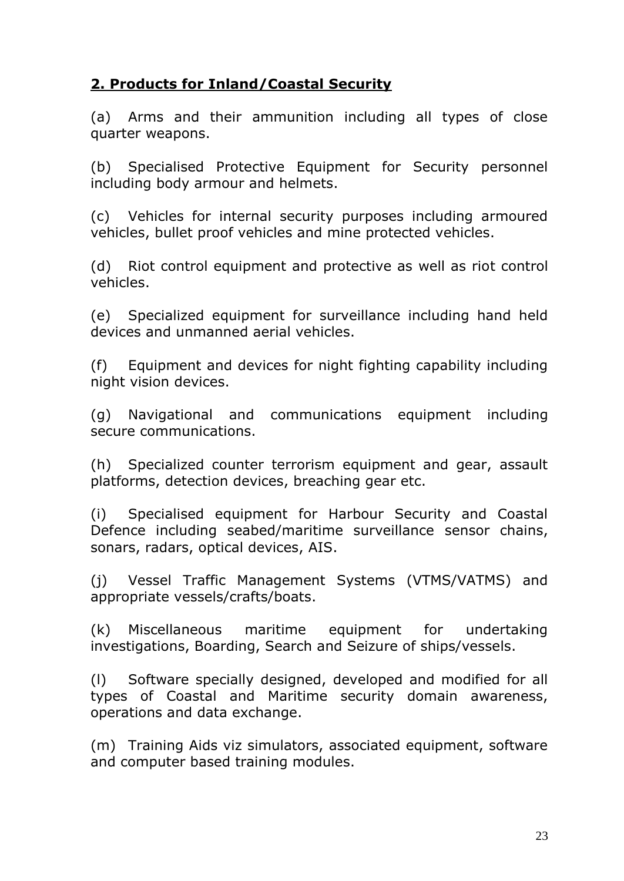## 2. Products for Inland/Coastal Security

(a) Arms and their ammunition including all types of close quarter weapons.

(b) Specialised Protective Equipment for Security personnel including body armour and helmets.

(c) Vehicles for internal security purposes including armoured vehicles, bullet proof vehicles and mine protected vehicles.

(d) Riot control equipment and protective as well as riot control vehicles.

(e) Specialized equipment for surveillance including hand held devices and unmanned aerial vehicles.

(f) Equipment and devices for night fighting capability including night vision devices.

(g) Navigational and communications equipment including secure communications.

(h) Specialized counter terrorism equipment and gear, assault platforms, detection devices, breaching gear etc.

(i) Specialised equipment for Harbour Security and Coastal Defence including seabed/maritime surveillance sensor chains, sonars, radars, optical devices, AIS.

(j) Vessel Traffic Management Systems (VTMS/VATMS) and appropriate vessels/crafts/boats.

(k) Miscellaneous maritime equipment for undertaking investigations, Boarding, Search and Seizure of ships/vessels.

(l) Software specially designed, developed and modified for all types of Coastal and Maritime security domain awareness, operations and data exchange.

(m) Training Aids viz simulators, associated equipment, software and computer based training modules.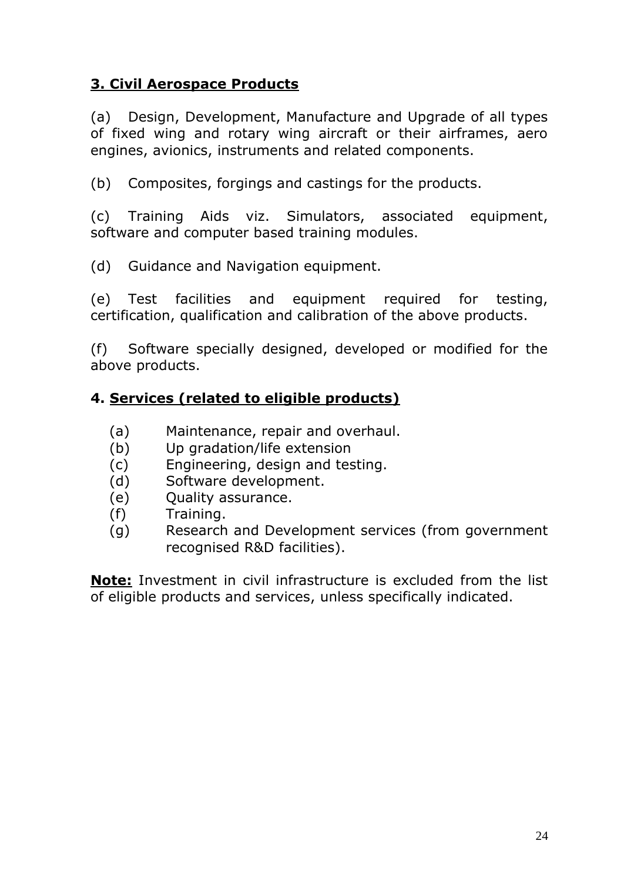### **3. Civil Aerospace Products**

(a) Design, Development, Manufacture and Upgrade of all types of fixed wing and rotary wing aircraft or their airframes, aero engines, avionics, instruments and related components.

(b) Composites, forgings and castings for the products.

(c) Training Aids viz. Simulators, associated equipment, software and computer based training modules.

(d) Guidance and Navigation equipment.

(e) Test facilities and equipment required for testing, certification, qualification and calibration of the above products.

(f) Software specially designed, developed or modified for the above products.

### **4. Services (related to eligible products)**

(a) Maintenance, repair and overhaul.
(b) Up gradation/life extension
(c) Engineering, design and testing.
(d) Software development.
(e) Quality assurance.
(f) Training.
(g) Research and Development services (from government recognised R&D facilities).

**Note:** Investment in civil infrastructure is excluded from the list of eligible products and services, unless specifically indicated.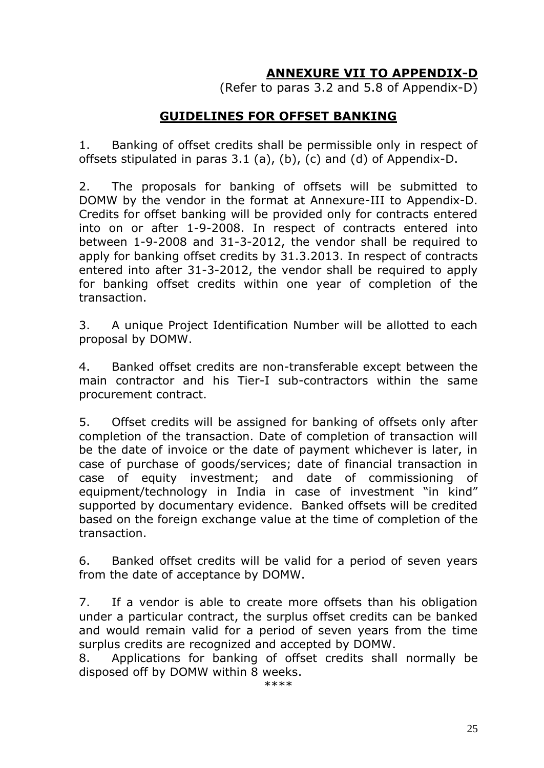# ANNEXURE VII TO APPENDIX-D

(Refer to paras 3.2 and 5.8 of Appendix-D)

## GUIDELINES FOR OFFSET BANKING

1. Banking of offset credits shall be permissible only in respect of offsets stipulated in paras 3.1 (a), (b), (c) and (d) of Appendix-D.

2. The proposals for banking of offsets will be submitted to DOMW by the vendor in the format at Annexure-III to Appendix-D. Credits for offset banking will be provided only for contracts entered into on or after 1-9-2008. In respect of contracts entered into between 1-9-2008 and 31-3-2012, the vendor shall be required to apply for banking offset credits by 31.3.2013. In respect of contracts entered into after 31-3-2012, the vendor shall be required to apply for banking offset credits within one year of completion of the transaction.

3. A unique Project Identification Number will be allotted to each proposal by DOMW.

4. Banked offset credits are non-transferable except between the main contractor and his Tier-I sub-contractors within the same procurement contract.

5. Offset credits will be assigned for banking of offsets only after completion of the transaction. Date of completion of transaction will be the date of invoice or the date of payment whichever is later, in case of purchase of goods/services; date of financial transaction in case of equity investment; and date of commissioning of equipment/technology in India in case of investment "in kind" supported by documentary evidence. Banked offsets will be credited based on the foreign exchange value at the time of completion of the transaction.

6. Banked offset credits will be valid for a period of seven years from the date of acceptance by DOMW.

7. If a vendor is able to create more offsets than his obligation under a particular contract, the surplus offset credits can be banked and would remain valid for a period of seven years from the time surplus credits are recognized and accepted by DOMW.

8. Applications for banking of offset credits shall normally be disposed off by DOMW within 8 weeks.

\*\*\*\*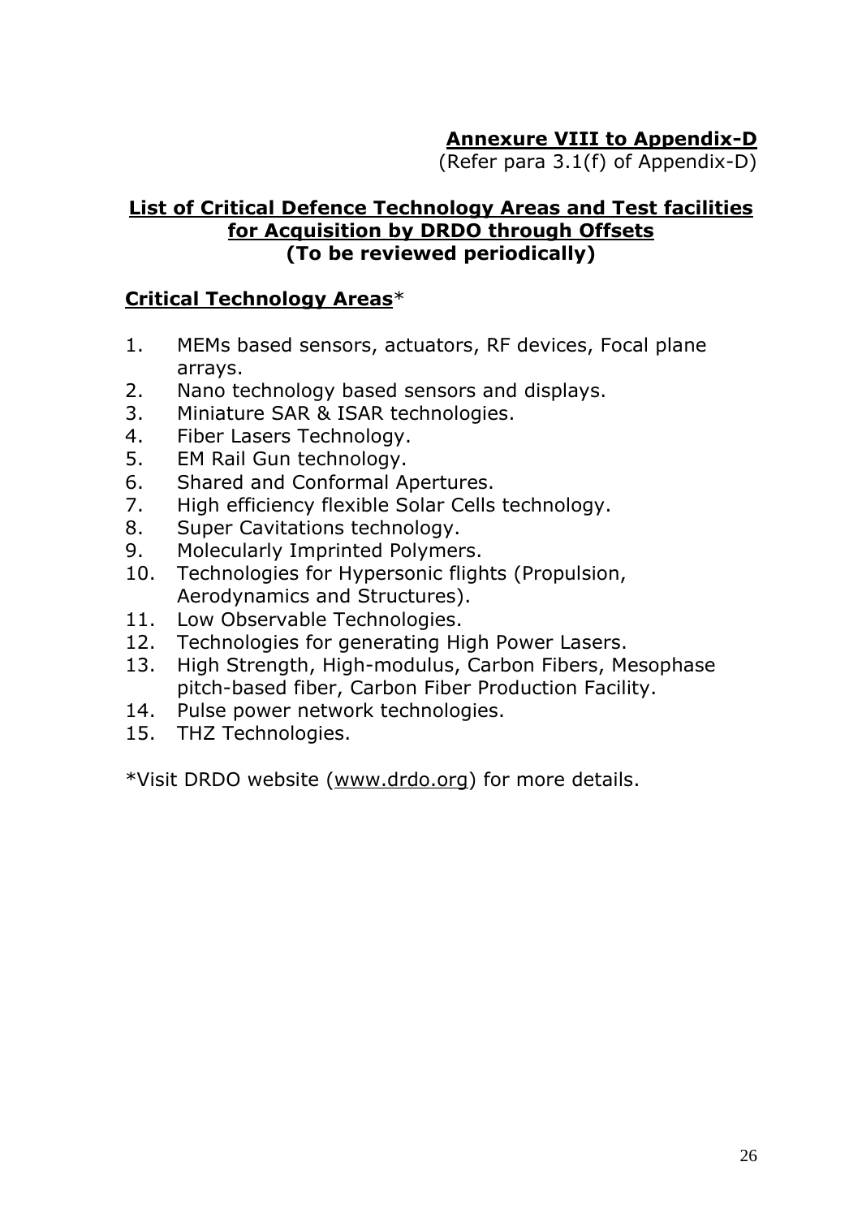**Annexure VIII to Appendix-D**

(Refer para 3.1(f) of Appendix-D)

## List of Critical Defence Technology Areas and Test facilities for Acquisition by DRDO through Offsets
**(To be reviewed periodically)**

### Critical Technology Areas*

1. MEMs based sensors, actuators, RF devices, Focal plane arrays.
2. Nano technology based sensors and displays.
3. Miniature SAR & ISAR technologies.
4. Fiber Lasers Technology.
5. EM Rail Gun technology.
6. Shared and Conformal Apertures.
7. High efficiency flexible Solar Cells technology.
8. Super Cavitations technology.
9. Molecularly Imprinted Polymers.
10. Technologies for Hypersonic flights (Propulsion, Aerodynamics and Structures).
11. Low Observable Technologies.
12. Technologies for generating High Power Lasers.
13. High Strength, High-modulus, Carbon Fibers, Mesophase pitch-based fiber, Carbon Fiber Production Facility.
14. Pulse power network technologies.
15. THZ Technologies.

*Visit DRDO website (www.drdo.org) for more details.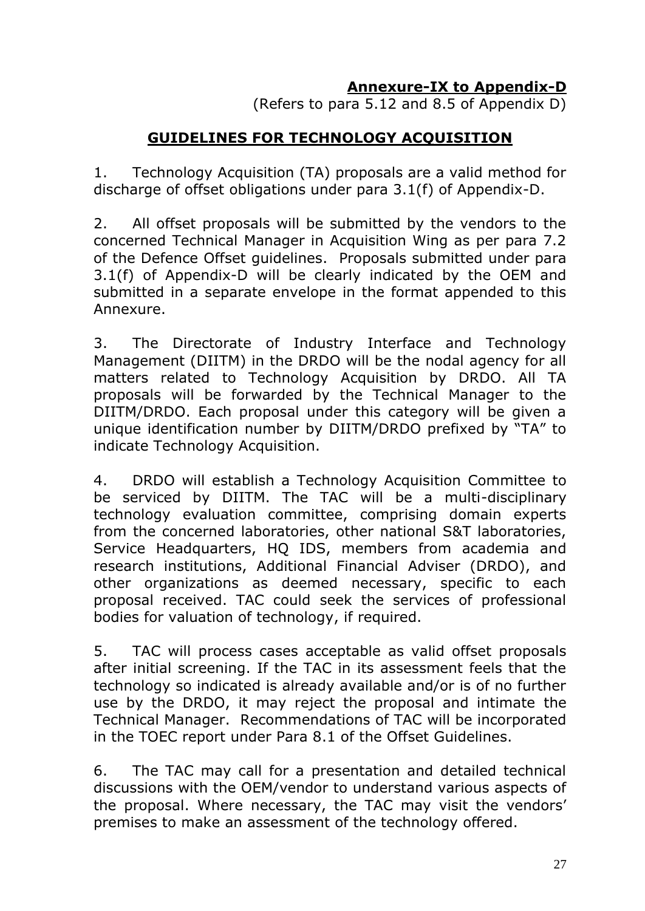**Annexure-IX to Appendix-D**

(Refers to para 5.12 and 8.5 of Appendix D)

## GUIDELINES FOR TECHNOLOGY ACQUISITION

1. Technology Acquisition (TA) proposals are a valid method for discharge of offset obligations under para 3.1(f) of Appendix-D.

2. All offset proposals will be submitted by the vendors to the concerned Technical Manager in Acquisition Wing as per para 7.2 of the Defence Offset guidelines. Proposals submitted under para 3.1(f) of Appendix-D will be clearly indicated by the OEM and submitted in a separate envelope in the format appended to this Annexure.

3. The Directorate of Industry Interface and Technology Management (DIITM) in the DRDO will be the nodal agency for all matters related to Technology Acquisition by DRDO. All TA proposals will be forwarded by the Technical Manager to the DIITM/DRDO. Each proposal under this category will be given a unique identification number by DIITM/DRDO prefixed by "TA" to indicate Technology Acquisition.

4. DRDO will establish a Technology Acquisition Committee to be serviced by DIITM. The TAC will be a multi-disciplinary technology evaluation committee, comprising domain experts from the concerned laboratories, other national S&T laboratories, Service Headquarters, HQ IDS, members from academia and research institutions, Additional Financial Adviser (DRDO), and other organizations as deemed necessary, specific to each proposal received. TAC could seek the services of professional bodies for valuation of technology, if required.

5. TAC will process cases acceptable as valid offset proposals after initial screening. If the TAC in its assessment feels that the technology so indicated is already available and/or is of no further use by the DRDO, it may reject the proposal and intimate the Technical Manager. Recommendations of TAC will be incorporated in the TOEC report under Para 8.1 of the Offset Guidelines.

6. The TAC may call for a presentation and detailed technical discussions with the OEM/vendor to understand various aspects of the proposal. Where necessary, the TAC may visit the vendors' premises to make an assessment of the technology offered.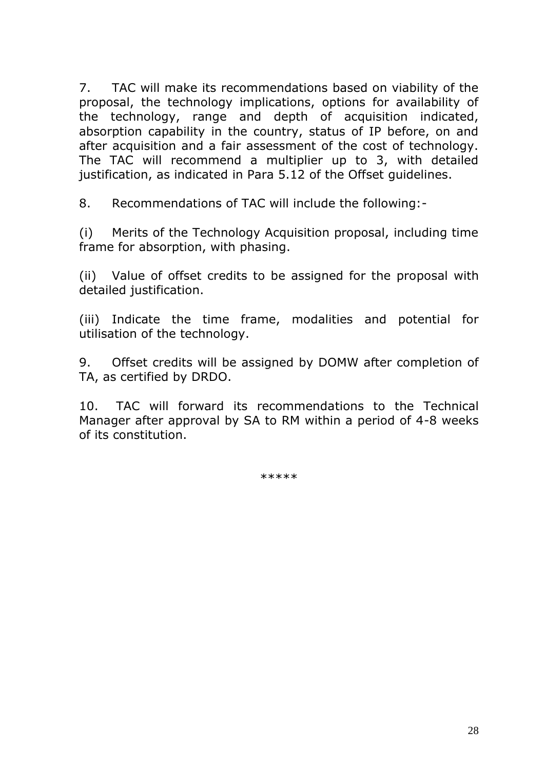7. TAC will make its recommendations based on viability of the proposal, the technology implications, options for availability of the technology, range and depth of acquisition indicated, absorption capability in the country, status of IP before, on and after acquisition and a fair assessment of the cost of technology. The TAC will recommend a multiplier up to 3, with detailed justification, as indicated in Para 5.12 of the Offset guidelines.

8. Recommendations of TAC will include the following:-

(i) Merits of the Technology Acquisition proposal, including time frame for absorption, with phasing.

(ii) Value of offset credits to be assigned for the proposal with detailed justification.

(iii) Indicate the time frame, modalities and potential for utilisation of the technology.

9. Offset credits will be assigned by DOMW after completion of TA, as certified by DRDO.

10. TAC will forward its recommendations to the Technical Manager after approval by SA to RM within a period of 4-8 weeks of its constitution.

*****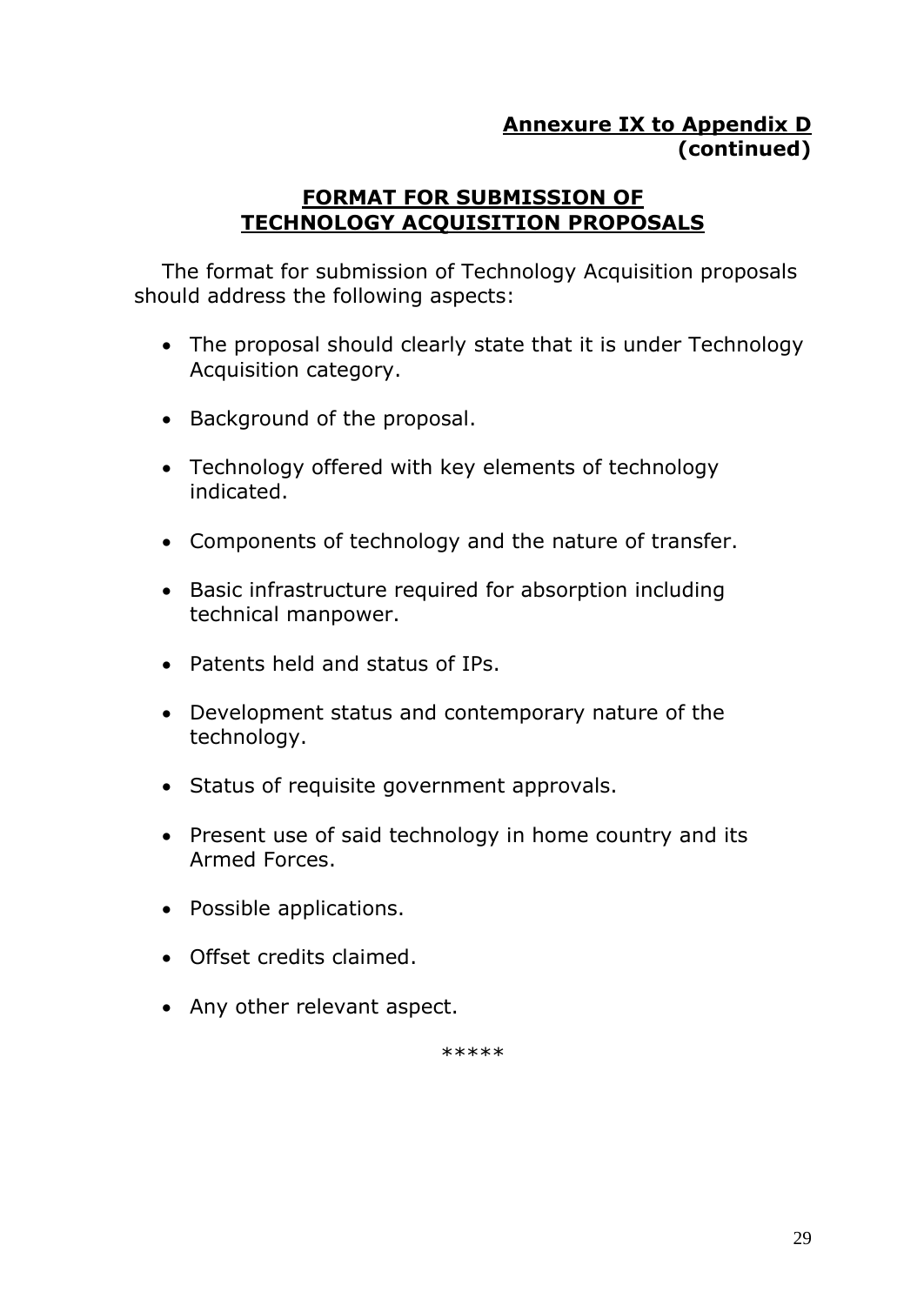**Annexure IX to Appendix D**
**(continued)**

## FORMAT FOR SUBMISSION OF TECHNOLOGY ACQUISITION PROPOSALS

The format for submission of Technology Acquisition proposals should address the following aspects:

- The proposal should clearly state that it is under Technology Acquisition category.
- Background of the proposal.
- Technology offered with key elements of technology indicated.
- Components of technology and the nature of transfer.
- Basic infrastructure required for absorption including technical manpower.
- Patents held and status of IPs.
- Development status and contemporary nature of the technology.
- Status of requisite government approvals.
- Present use of said technology in home country and its Armed Forces.
- Possible applications.
- Offset credits claimed.
- Any other relevant aspect.

*****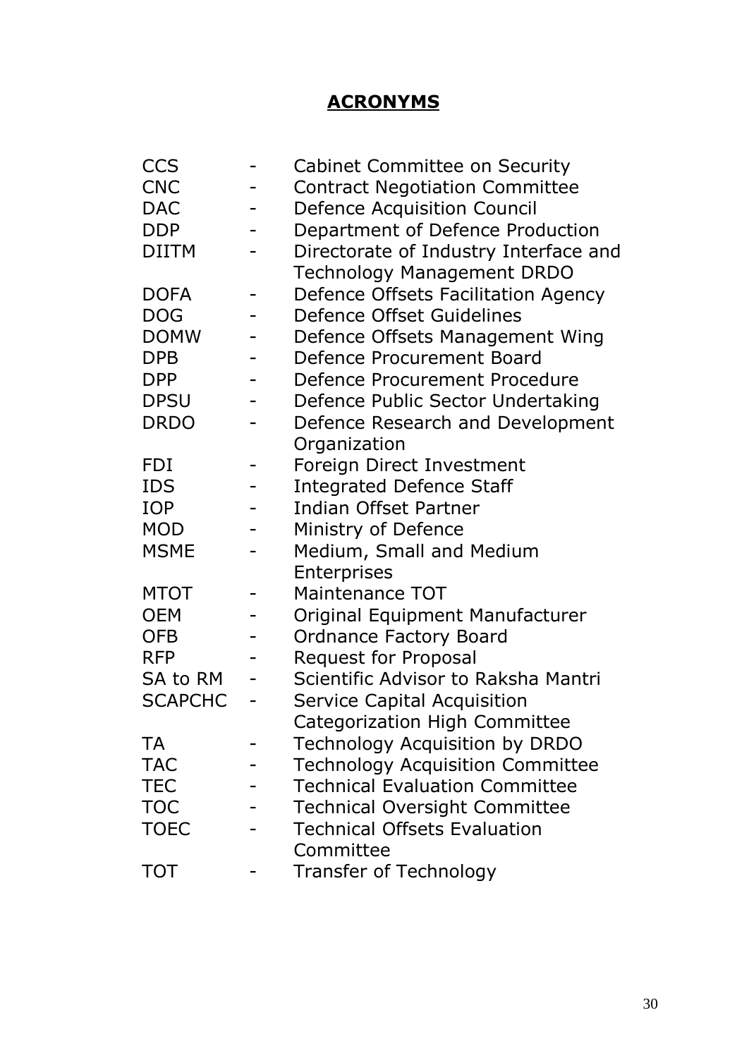# ACRONYMS

| | | |
|---|---|---|
| CCS | - | Cabinet Committee on Security |
| CNC | - | Contract Negotiation Committee |
| DAC | - | Defence Acquisition Council |
| DDP | - | Department of Defence Production |
| DIITM | - | Directorate of Industry Interface and Technology Management DRDO |
| DOFA | - | Defence Offsets Facilitation Agency |
| DOG | - | Defence Offset Guidelines |
| DOMW | - | Defence Offsets Management Wing |
| DPB | - | Defence Procurement Board |
| DPP | - | Defence Procurement Procedure |
| DPSU | - | Defence Public Sector Undertaking |
| DRDO | - | Defence Research and Development Organization |
| FDI | - | Foreign Direct Investment |
| IDS | - | Integrated Defence Staff |
| IOP | - | Indian Offset Partner |
| MOD | - | Ministry of Defence |
| MSME | - | Medium, Small and Medium Enterprises |
| MTOT | - | Maintenance TOT |
| OEM | - | Original Equipment Manufacturer |
| OFB | - | Ordnance Factory Board |
| RFP | - | Request for Proposal |
| SA to RM | - | Scientific Advisor to Raksha Mantri |
| SCAPCHC | - | Service Capital Acquisition Categorization High Committee |
| TA | - | Technology Acquisition by DRDO |
| TAC | - | Technology Acquisition Committee |
| TEC | - | Technical Evaluation Committee |
| TOC | - | Technical Oversight Committee |
| TOEC | - | Technical Offsets Evaluation Committee |
| TOT | - | Transfer of Technology |